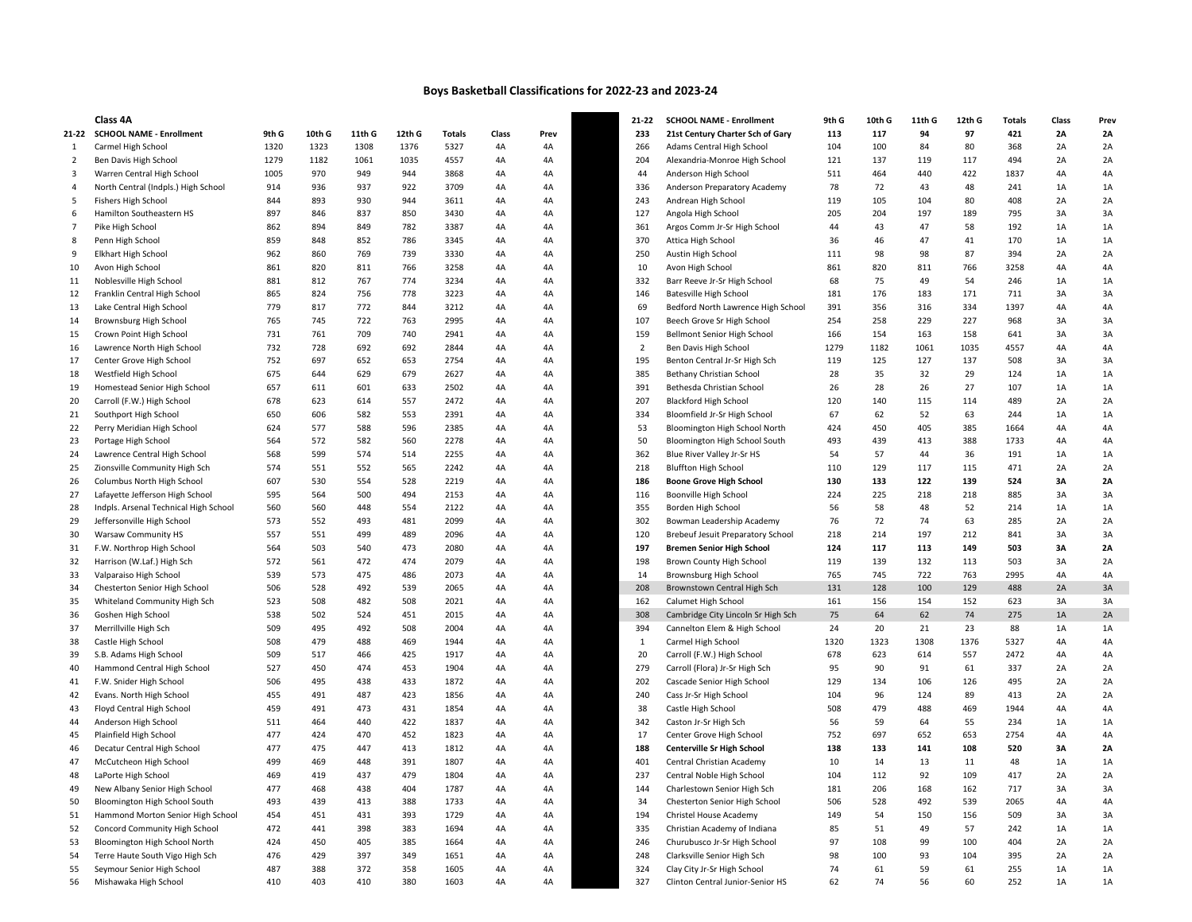# Boys Basketball Classifications for 2022-23 and 2023-24

## Class 4A

| 21-22 | SCHOOL NAME - Enrollment | 9th G | 10th G | 11th G | 12th G | Totals | Class | Prev |
|---|---|---|---|---|---|---|---|---|
| 1 | Carmel High School | 1320 | 1323 | 1308 | 1376 | 5327 | 4A | 4A |
| 2 | Ben Davis High School | 1279 | 1182 | 1061 | 1035 | 4557 | 4A | 4A |
| 3 | Warren Central High School | 1005 | 970 | 949 | 944 | 3868 | 4A | 4A |
| 4 | North Central (Indpls.) High School | 914 | 936 | 937 | 922 | 3709 | 4A | 4A |
| 5 | Fishers High School | 844 | 893 | 930 | 944 | 3611 | 4A | 4A |
| 6 | Hamilton Southeastern HS | 897 | 846 | 837 | 850 | 3430 | 4A | 4A |
| 7 | Pike High School | 862 | 894 | 849 | 782 | 3387 | 4A | 4A |
| 8 | Penn High School | 859 | 848 | 852 | 786 | 3345 | 4A | 4A |
| 9 | Elkhart High School | 962 | 860 | 769 | 739 | 3330 | 4A | 4A |
| 10 | Avon High School | 861 | 820 | 811 | 766 | 3258 | 4A | 4A |
| 11 | Noblesville High School | 881 | 812 | 767 | 774 | 3234 | 4A | 4A |
| 12 | Franklin Central High School | 865 | 824 | 756 | 778 | 3223 | 4A | 4A |
| 13 | Lake Central High School | 779 | 817 | 772 | 844 | 3212 | 4A | 4A |
| 14 | Brownsburg High School | 765 | 745 | 722 | 763 | 2995 | 4A | 4A |
| 15 | Crown Point High School | 731 | 761 | 709 | 740 | 2941 | 4A | 4A |
| 16 | Lawrence North High School | 732 | 728 | 692 | 692 | 2844 | 4A | 4A |
| 17 | Center Grove High School | 752 | 697 | 652 | 653 | 2754 | 4A | 4A |
| 18 | Westfield High School | 675 | 644 | 629 | 679 | 2627 | 4A | 4A |
| 19 | Homestead Senior High School | 657 | 611 | 601 | 633 | 2502 | 4A | 4A |
| 20 | Carroll (F.W.) High School | 678 | 623 | 614 | 557 | 2472 | 4A | 4A |
| 21 | Southport High School | 650 | 606 | 582 | 553 | 2391 | 4A | 4A |
| 22 | Perry Meridian High School | 624 | 577 | 588 | 596 | 2385 | 4A | 4A |
| 23 | Portage High School | 564 | 572 | 582 | 560 | 2278 | 4A | 4A |
| 24 | Lawrence Central High School | 568 | 599 | 574 | 514 | 2255 | 4A | 4A |
| 25 | Zionsville Community High Sch | 574 | 551 | 552 | 565 | 2242 | 4A | 4A |
| 26 | Columbus North High School | 607 | 530 | 554 | 528 | 2219 | 4A | 4A |
| 27 | Lafayette Jefferson High School | 595 | 564 | 500 | 494 | 2153 | 4A | 4A |
| 28 | Indpls. Arsenal Technical High School | 560 | 560 | 448 | 554 | 2122 | 4A | 4A |
| 29 | Jeffersonville High School | 573 | 552 | 493 | 481 | 2099 | 4A | 4A |
| 30 | Warsaw Community HS | 557 | 551 | 499 | 489 | 2096 | 4A | 4A |
| 31 | F.W. Northrop High School | 564 | 503 | 540 | 473 | 2080 | 4A | 4A |
| 32 | Harrison (W.Laf.) High Sch | 572 | 561 | 472 | 474 | 2079 | 4A | 4A |
| 33 | Valparaiso High School | 539 | 573 | 475 | 486 | 2073 | 4A | 4A |
| 34 | Chesterton Senior High School | 506 | 528 | 492 | 539 | 2065 | 4A | 4A |
| 35 | Whiteland Community High Sch | 523 | 508 | 482 | 508 | 2021 | 4A | 4A |
| 36 | Goshen High School | 538 | 502 | 524 | 451 | 2015 | 4A | 4A |
| 37 | Merrillville High Sch | 509 | 495 | 492 | 508 | 2004 | 4A | 4A |
| 38 | Castle High School | 508 | 479 | 488 | 469 | 1944 | 4A | 4A |
| 39 | S.B. Adams High School | 509 | 517 | 466 | 425 | 1917 | 4A | 4A |
| 40 | Hammond Central High School | 527 | 450 | 474 | 453 | 1904 | 4A | 4A |
| 41 | F.W. Snider High School | 506 | 495 | 438 | 433 | 1872 | 4A | 4A |
| 42 | Evans. North High School | 455 | 491 | 487 | 423 | 1856 | 4A | 4A |
| 43 | Floyd Central High School | 459 | 491 | 473 | 431 | 1854 | 4A | 4A |
| 44 | Anderson High School | 511 | 464 | 440 | 422 | 1837 | 4A | 4A |
| 45 | Plainfield High School | 477 | 424 | 470 | 452 | 1823 | 4A | 4A |
| 46 | Decatur Central High School | 477 | 475 | 447 | 413 | 1812 | 4A | 4A |
| 47 | McCutcheon High School | 499 | 469 | 448 | 391 | 1807 | 4A | 4A |
| 48 | LaPorte High School | 469 | 419 | 437 | 479 | 1804 | 4A | 4A |
| 49 | New Albany Senior High School | 477 | 468 | 438 | 404 | 1787 | 4A | 4A |
| 50 | Bloomington High School South | 493 | 439 | 413 | 388 | 1733 | 4A | 4A |
| 51 | Hammond Morton Senior High School | 454 | 451 | 431 | 393 | 1729 | 4A | 4A |
| 52 | Concord Community High School | 472 | 441 | 398 | 383 | 1694 | 4A | 4A |
| 53 | Bloomington High School North | 424 | 450 | 405 | 385 | 1664 | 4A | 4A |
| 54 | Terre Haute South Vigo High Sch | 476 | 429 | 397 | 349 | 1651 | 4A | 4A |
| 55 | Seymour Senior High School | 487 | 388 | 372 | 358 | 1605 | 4A | 4A |
| 56 | Mishawaka High School | 410 | 403 | 410 | 380 | 1603 | 4A | 4A |

| 21-22 | SCHOOL NAME - Enrollment | 9th G | 10th G | 11th G | 12th G | Totals | Class | Prev |
|---|---|---|---|---|---|---|---|---|
| **233** | **21st Century Charter Sch of Gary** | **113** | **117** | **94** | **97** | **421** | **2A** | **2A** |
| 266 | Adams Central High School | 104 | 100 | 84 | 80 | 368 | 2A | 2A |
| 204 | Alexandria-Monroe High School | 121 | 137 | 119 | 117 | 494 | 2A | 2A |
| 44 | Anderson High School | 511 | 464 | 440 | 422 | 1837 | 4A | 4A |
| 336 | Anderson Preparatory Academy | 78 | 72 | 43 | 48 | 241 | 1A | 1A |
| 243 | Andrean High School | 119 | 105 | 104 | 80 | 408 | 2A | 2A |
| 127 | Angola High School | 205 | 204 | 197 | 189 | 795 | 3A | 3A |
| 361 | Argos Comm Jr-Sr High School | 44 | 43 | 47 | 58 | 192 | 1A | 1A |
| 370 | Attica High School | 36 | 46 | 47 | 41 | 170 | 1A | 1A |
| 250 | Austin High School | 111 | 98 | 98 | 87 | 394 | 2A | 2A |
| 10 | Avon High School | 861 | 820 | 811 | 766 | 3258 | 4A | 4A |
| 332 | Barr Reeve Jr-Sr High School | 68 | 75 | 49 | 54 | 246 | 1A | 1A |
| 146 | Batesville High School | 181 | 176 | 183 | 171 | 711 | 3A | 3A |
| 69 | Bedford North Lawrence High School | 391 | 356 | 316 | 334 | 1397 | 4A | 4A |
| 107 | Beech Grove Sr High School | 254 | 258 | 229 | 227 | 968 | 3A | 3A |
| 159 | Bellmont Senior High School | 166 | 154 | 163 | 158 | 641 | 3A | 3A |
| 2 | Ben Davis High School | 1279 | 1182 | 1061 | 1035 | 4557 | 4A | 4A |
| 195 | Benton Central Jr-Sr High Sch | 119 | 125 | 127 | 137 | 508 | 3A | 3A |
| 385 | Bethany Christian School | 28 | 35 | 32 | 29 | 124 | 1A | 1A |
| 391 | Bethesda Christian School | 26 | 28 | 26 | 27 | 107 | 1A | 1A |
| 207 | Blackford High School | 120 | 140 | 115 | 114 | 489 | 2A | 2A |
| 334 | Bloomfield Jr-Sr High School | 67 | 62 | 52 | 63 | 244 | 1A | 1A |
| 53 | Bloomington High School North | 424 | 450 | 405 | 385 | 1664 | 4A | 4A |
| 50 | Bloomington High School South | 493 | 439 | 413 | 388 | 1733 | 4A | 4A |
| 362 | Blue River Valley Jr-Sr HS | 54 | 57 | 44 | 36 | 191 | 1A | 1A |
| 218 | Bluffton High School | 110 | 129 | 117 | 115 | 471 | 2A | 2A |
| **186** | **Boone Grove High School** | **130** | **133** | **122** | **139** | **524** | **3A** | **2A** |
| 116 | Boonville High School | 224 | 225 | 218 | 218 | 885 | 3A | 3A |
| 355 | Borden High School | 56 | 58 | 48 | 52 | 214 | 1A | 1A |
| 302 | Bowman Leadership Academy | 76 | 72 | 74 | 63 | 285 | 2A | 2A |
| 120 | Brebeuf Jesuit Preparatory School | 218 | 214 | 197 | 212 | 841 | 3A | 3A |
| **197** | **Bremen Senior High School** | **124** | **117** | **113** | **149** | **503** | **3A** | **2A** |
| 198 | Brown County High School | 119 | 139 | 132 | 113 | 503 | 3A | 2A |
| 14 | Brownsburg High School | 765 | 745 | 722 | 763 | 2995 | 4A | 4A |
| 208 | Brownstown Central High Sch | 131 | 128 | 100 | 129 | 488 | 2A | 3A |
| 162 | Calumet High School | 161 | 156 | 154 | 152 | 623 | 3A | 3A |
| 308 | Cambridge City Lincoln Sr High Sch | 75 | 64 | 62 | 74 | 275 | 1A | 2A |
| 394 | Cannelton Elem & High School | 24 | 20 | 21 | 23 | 88 | 1A | 1A |
| 1 | Carmel High School | 1320 | 1323 | 1308 | 1376 | 5327 | 4A | 4A |
| 20 | Carroll (F.W.) High School | 678 | 623 | 614 | 557 | 2472 | 4A | 4A |
| 279 | Carroll (Flora) Jr-Sr High Sch | 95 | 90 | 91 | 61 | 337 | 2A | 2A |
| 202 | Cascade Senior High School | 129 | 134 | 106 | 126 | 495 | 2A | 2A |
| 240 | Cass Jr-Sr High School | 104 | 96 | 124 | 89 | 413 | 2A | 2A |
| 38 | Castle High School | 508 | 479 | 488 | 469 | 1944 | 4A | 4A |
| 342 | Caston Jr-Sr High Sch | 56 | 59 | 64 | 55 | 234 | 1A | 1A |
| 17 | Center Grove High School | 752 | 697 | 652 | 653 | 2754 | 4A | 4A |
| **188** | **Centerville Sr High School** | **138** | **133** | **141** | **108** | **520** | **3A** | **2A** |
| 401 | Central Christian Academy | 10 | 14 | 13 | 11 | 48 | 1A | 1A |
| 237 | Central Noble High School | 104 | 112 | 92 | 109 | 417 | 2A | 2A |
| 144 | Charlestown Senior High Sch | 181 | 206 | 168 | 162 | 717 | 3A | 3A |
| 34 | Chesterton Senior High School | 506 | 528 | 492 | 539 | 2065 | 4A | 4A |
| 194 | Christel House Academy | 149 | 54 | 150 | 156 | 509 | 3A | 3A |
| 335 | Christian Academy of Indiana | 85 | 51 | 49 | 57 | 242 | 1A | 1A |
| 246 | Churubusco Jr-Sr High School | 97 | 108 | 99 | 100 | 404 | 2A | 2A |
| 248 | Clarksville Senior High Sch | 98 | 100 | 93 | 104 | 395 | 2A | 2A |
| 324 | Clay City Jr-Sr High School | 74 | 61 | 59 | 61 | 255 | 1A | 1A |
| 327 | Clinton Central Junior-Senior HS | 62 | 74 | 56 | 60 | 252 | 1A | 1A |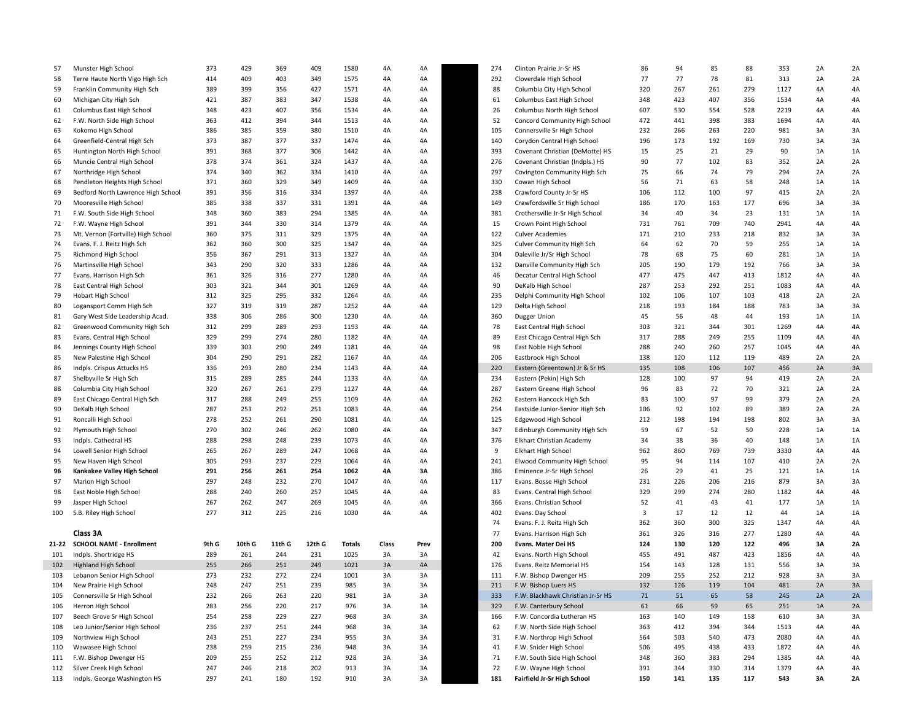| | | | | | | | | |
|---|---|---|---|---|---|---|---|---|
| 57 | Munster High School | 373 | 429 | 369 | 409 | 1580 | 4A | 4A |
| 58 | Terre Haute North Vigo High Sch | 414 | 409 | 403 | 349 | 1575 | 4A | 4A |
| 59 | Franklin Community High Sch | 389 | 399 | 356 | 427 | 1571 | 4A | 4A |
| 60 | Michigan City High Sch | 421 | 387 | 383 | 347 | 1538 | 4A | 4A |
| 61 | Columbus East High School | 348 | 423 | 407 | 356 | 1534 | 4A | 4A |
| 62 | F.W. North Side High School | 363 | 412 | 394 | 344 | 1513 | 4A | 4A |
| 63 | Kokomo High School | 386 | 385 | 359 | 380 | 1510 | 4A | 4A |
| 64 | Greenfield-Central High Sch | 373 | 387 | 377 | 337 | 1474 | 4A | 4A |
| 65 | Huntington North High School | 391 | 368 | 377 | 306 | 1442 | 4A | 4A |
| 66 | Muncie Central High School | 378 | 374 | 361 | 324 | 1437 | 4A | 4A |
| 67 | Northridge High School | 374 | 340 | 362 | 334 | 1410 | 4A | 4A |
| 68 | Pendleton Heights High School | 371 | 360 | 329 | 349 | 1409 | 4A | 4A |
| 69 | Bedford North Lawrence High School | 391 | 356 | 316 | 334 | 1397 | 4A | 4A |
| 70 | Mooresville High School | 385 | 338 | 337 | 331 | 1391 | 4A | 4A |
| 71 | F.W. South Side High School | 348 | 360 | 383 | 294 | 1385 | 4A | 4A |
| 72 | F.W. Wayne High School | 391 | 344 | 330 | 314 | 1379 | 4A | 4A |
| 73 | Mt. Vernon (Fortville) High School | 360 | 375 | 311 | 329 | 1375 | 4A | 4A |
| 74 | Evans. F. J. Reitz High Sch | 362 | 360 | 300 | 325 | 1347 | 4A | 4A |
| 75 | Richmond High School | 356 | 367 | 291 | 313 | 1327 | 4A | 4A |
| 76 | Martinsville High School | 343 | 290 | 320 | 333 | 1286 | 4A | 4A |
| 77 | Evans. Harrison High Sch | 361 | 326 | 316 | 277 | 1280 | 4A | 4A |
| 78 | East Central High School | 303 | 321 | 344 | 301 | 1269 | 4A | 4A |
| 79 | Hobart High School | 312 | 325 | 295 | 332 | 1264 | 4A | 4A |
| 80 | Logansport Comm High Sch | 327 | 319 | 319 | 287 | 1252 | 4A | 4A |
| 81 | Gary West Side Leadership Acad. | 338 | 306 | 286 | 300 | 1230 | 4A | 4A |
| 82 | Greenwood Community High Sch | 312 | 299 | 289 | 293 | 1193 | 4A | 4A |
| 83 | Evans. Central High School | 329 | 299 | 274 | 280 | 1182 | 4A | 4A |
| 84 | Jennings County High School | 339 | 303 | 290 | 249 | 1181 | 4A | 4A |
| 85 | New Palestine High School | 304 | 290 | 291 | 282 | 1167 | 4A | 4A |
| 86 | Indpls. Crispus Attucks HS | 336 | 293 | 280 | 234 | 1143 | 4A | 4A |
| 87 | Shelbyville Sr High Sch | 315 | 289 | 285 | 244 | 1133 | 4A | 4A |
| 88 | Columbia City High School | 320 | 267 | 261 | 279 | 1127 | 4A | 4A |
| 89 | East Chicago Central High Sch | 317 | 288 | 249 | 255 | 1109 | 4A | 4A |
| 90 | DeKalb High School | 287 | 253 | 292 | 251 | 1083 | 4A | 4A |
| 91 | Roncalli High School | 278 | 252 | 261 | 290 | 1081 | 4A | 4A |
| 92 | Plymouth High School | 270 | 302 | 246 | 262 | 1080 | 4A | 4A |
| 93 | Indpls. Cathedral HS | 288 | 298 | 248 | 239 | 1073 | 4A | 4A |
| 94 | Lowell Senior High School | 265 | 267 | 289 | 247 | 1068 | 4A | 4A |
| 95 | New Haven High School | 305 | 293 | 237 | 229 | 1064 | 4A | 4A |
| **96** | **Kankakee Valley High School** | **291** | **256** | **261** | **254** | **1062** | **4A** | **3A** |
| 97 | Marion High School | 297 | 248 | 232 | 270 | 1047 | 4A | 4A |
| 98 | East Noble High School | 288 | 240 | 260 | 257 | 1045 | 4A | 4A |
| 99 | Jasper High School | 267 | 262 | 247 | 269 | 1045 | 4A | 4A |
| 100 | S.B. Riley High School | 277 | 312 | 225 | 216 | 1030 | 4A | 4A |

**Class 3A**

| 21-22 | SCHOOL NAME - Enrollment | 9th G | 10th G | 11th G | 12th G | Totals | Class | Prev |
|---|---|---|---|---|---|---|---|---|
| 101 | Indpls. Shortridge HS | 289 | 261 | 244 | 231 | 1025 | 3A | 3A |
| 102 | Highland High School | 255 | 266 | 251 | 249 | 1021 | 3A | 4A |
| 103 | Lebanon Senior High School | 273 | 232 | 272 | 224 | 1001 | 3A | 3A |
| 104 | New Prairie High School | 248 | 247 | 251 | 239 | 985 | 3A | 3A |
| 105 | Connersville Sr High School | 232 | 266 | 263 | 220 | 981 | 3A | 3A |
| 106 | Herron High School | 283 | 256 | 220 | 217 | 976 | 3A | 3A |
| 107 | Beech Grove Sr High School | 254 | 258 | 229 | 227 | 968 | 3A | 3A |
| 108 | Leo Junior/Senior High School | 236 | 237 | 251 | 244 | 968 | 3A | 3A |
| 109 | Northview High School | 243 | 251 | 227 | 234 | 955 | 3A | 3A |
| 110 | Wawasee High School | 238 | 259 | 215 | 236 | 948 | 3A | 3A |
| 111 | F.W. Bishop Dwenger HS | 209 | 255 | 252 | 212 | 928 | 3A | 3A |
| 112 | Silver Creek High School | 247 | 246 | 218 | 202 | 913 | 3A | 3A |
| 113 | Indpls. George Washington HS | 297 | 241 | 180 | 192 | 910 | 3A | 3A |

| | | | | | | | | |
|---|---|---|---|---|---|---|---|---|
| 274 | Clinton Prairie Jr-Sr HS | 86 | 94 | 85 | 88 | 353 | 2A | 2A |
| 292 | Cloverdale High School | 77 | 77 | 78 | 81 | 313 | 2A | 2A |
| 88 | Columbia City High School | 320 | 267 | 261 | 279 | 1127 | 4A | 4A |
| 61 | Columbus East High School | 348 | 423 | 407 | 356 | 1534 | 4A | 4A |
| 26 | Columbus North High School | 607 | 530 | 554 | 528 | 2219 | 4A | 4A |
| 52 | Concord Community High School | 472 | 441 | 398 | 383 | 1694 | 4A | 4A |
| 105 | Connersville Sr High School | 232 | 266 | 263 | 220 | 981 | 3A | 3A |
| 140 | Corydon Central High School | 196 | 173 | 192 | 169 | 730 | 3A | 3A |
| 393 | Covenant Christian (DeMotte) HS | 15 | 25 | 21 | 29 | 90 | 1A | 1A |
| 276 | Covenant Christian (Indpls.) HS | 90 | 77 | 102 | 83 | 352 | 2A | 2A |
| 297 | Covington Community High Sch | 75 | 66 | 74 | 79 | 294 | 2A | 2A |
| 330 | Cowan High School | 56 | 71 | 63 | 58 | 248 | 1A | 1A |
| 238 | Crawford County Jr-Sr HS | 106 | 112 | 100 | 97 | 415 | 2A | 2A |
| 149 | Crawfordsville Sr High School | 186 | 170 | 163 | 177 | 696 | 3A | 3A |
| 381 | Crothersville Jr-Sr High School | 34 | 40 | 34 | 23 | 131 | 1A | 1A |
| 15 | Crown Point High School | 731 | 761 | 709 | 740 | 2941 | 4A | 4A |
| 122 | Culver Academies | 171 | 210 | 233 | 218 | 832 | 3A | 3A |
| 325 | Culver Community High Sch | 64 | 62 | 70 | 59 | 255 | 1A | 1A |
| 304 | Daleville Jr/Sr High School | 78 | 68 | 75 | 60 | 281 | 1A | 1A |
| 132 | Danville Community High Sch | 205 | 190 | 179 | 192 | 766 | 3A | 3A |
| 46 | Decatur Central High School | 477 | 475 | 447 | 413 | 1812 | 4A | 4A |
| 90 | DeKalb High School | 287 | 253 | 292 | 251 | 1083 | 4A | 4A |
| 235 | Delphi Community High School | 102 | 106 | 107 | 103 | 418 | 2A | 2A |
| 129 | Delta High School | 218 | 193 | 184 | 188 | 783 | 3A | 3A |
| 360 | Dugger Union | 45 | 56 | 48 | 44 | 193 | 1A | 1A |
| 78 | East Central High School | 303 | 321 | 344 | 301 | 1269 | 4A | 4A |
| 89 | East Chicago Central High Sch | 317 | 288 | 249 | 255 | 1109 | 4A | 4A |
| 98 | East Noble High School | 288 | 240 | 260 | 257 | 1045 | 4A | 4A |
| 206 | Eastbrook High School | 138 | 120 | 112 | 119 | 489 | 2A | 2A |
| 220 | Eastern (Greentown) Jr & Sr HS | 135 | 108 | 106 | 107 | 456 | 2A | 3A |
| 234 | Eastern (Pekin) High Sch | 128 | 100 | 97 | 94 | 419 | 2A | 2A |
| 287 | Eastern Greene High School | 96 | 83 | 72 | 70 | 321 | 2A | 2A |
| 262 | Eastern Hancock High Sch | 83 | 100 | 97 | 99 | 379 | 2A | 2A |
| 254 | Eastside Junior-Senior High Sch | 106 | 92 | 102 | 89 | 389 | 2A | 2A |
| 125 | Edgewood High School | 212 | 198 | 194 | 198 | 802 | 3A | 3A |
| 347 | Edinburgh Community High Sch | 59 | 67 | 52 | 50 | 228 | 1A | 1A |
| 376 | Elkhart Christian Academy | 34 | 38 | 36 | 40 | 148 | 1A | 1A |
| 9 | Elkhart High School | 962 | 860 | 769 | 739 | 3330 | 4A | 4A |
| 241 | Elwood Community High School | 95 | 94 | 114 | 107 | 410 | 2A | 2A |
| 386 | Eminence Jr-Sr High School | 26 | 29 | 41 | 25 | 121 | 1A | 1A |
| 117 | Evans. Bosse High School | 231 | 226 | 206 | 216 | 879 | 3A | 3A |
| 83 | Evans. Central High School | 329 | 299 | 274 | 280 | 1182 | 4A | 4A |
| 366 | Evans. Christian School | 52 | 41 | 43 | 41 | 177 | 1A | 1A |
| 402 | Evans. Day School | 3 | 17 | 12 | 12 | 44 | 1A | 1A |
| 74 | Evans. F. J. Reitz High Sch | 362 | 360 | 300 | 325 | 1347 | 4A | 4A |
| 77 | Evans. Harrison High Sch | 361 | 326 | 316 | 277 | 1280 | 4A | 4A |
| **200** | **Evans. Mater Dei HS** | **124** | **130** | **120** | **122** | **496** | **3A** | **2A** |
| 42 | Evans. North High School | 455 | 491 | 487 | 423 | 1856 | 4A | 4A |
| 176 | Evans. Reitz Memorial HS | 154 | 143 | 128 | 131 | 556 | 3A | 3A |
| 111 | F.W. Bishop Dwenger HS | 209 | 255 | 252 | 212 | 928 | 3A | 3A |
| 211 | F.W. Bishop Luers HS | 132 | 126 | 119 | 104 | 481 | 2A | 3A |
| 333 | F.W. Blackhawk Christian Jr-Sr HS | 71 | 51 | 65 | 58 | 245 | 2A | 2A |
| 329 | F.W. Canterbury School | 61 | 66 | 59 | 65 | 251 | 1A | 2A |
| 166 | F.W. Concordia Lutheran HS | 163 | 140 | 149 | 158 | 610 | 3A | 3A |
| 62 | F.W. North Side High School | 363 | 412 | 394 | 344 | 1513 | 4A | 4A |
| 31 | F.W. Northrop High School | 564 | 503 | 540 | 473 | 2080 | 4A | 4A |
| 41 | F.W. Snider High School | 506 | 495 | 438 | 433 | 1872 | 4A | 4A |
| 71 | F.W. South Side High School | 348 | 360 | 383 | 294 | 1385 | 4A | 4A |
| 72 | F.W. Wayne High School | 391 | 344 | 330 | 314 | 1379 | 4A | 4A |
| **181** | **Fairfield Jr-Sr High School** | **150** | **141** | **135** | **117** | **543** | **3A** | **2A** |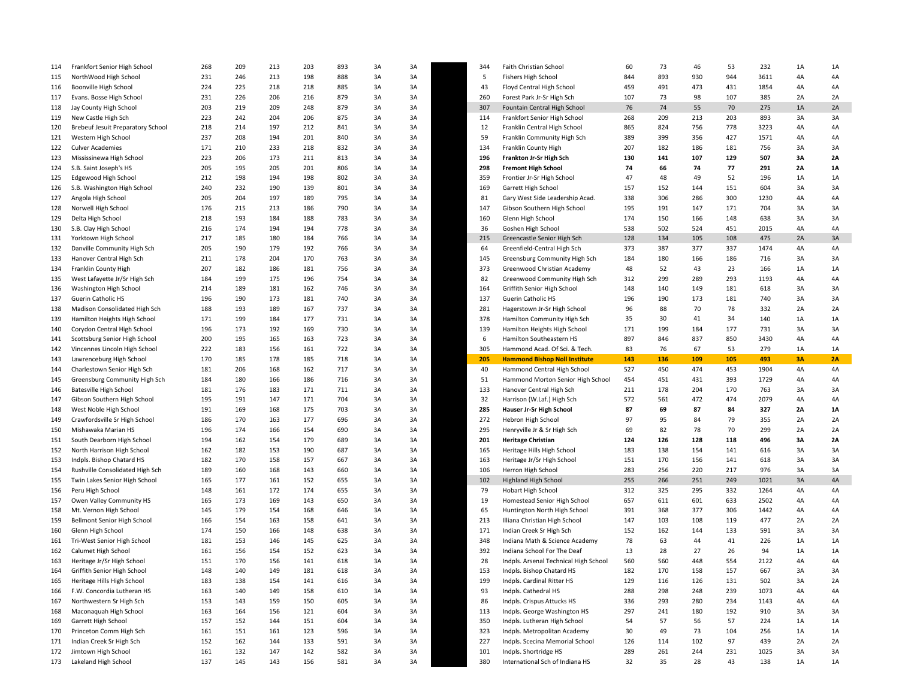| | | | | | | | | |
|---|---|---|---|---|---|---|---|---|
| 114 | Frankfort Senior High School | 268 | 209 | 213 | 203 | 893 | 3A | 3A |
| 115 | NorthWood High School | 231 | 246 | 213 | 198 | 888 | 3A | 3A |
| 116 | Boonville High School | 224 | 225 | 218 | 218 | 885 | 3A | 3A |
| 117 | Evans. Bosse High School | 231 | 226 | 206 | 216 | 879 | 3A | 3A |
| 118 | Jay County High School | 203 | 219 | 209 | 248 | 879 | 3A | 3A |
| 119 | New Castle High Sch | 223 | 242 | 204 | 206 | 875 | 3A | 3A |
| 120 | Brebeuf Jesuit Preparatory School | 218 | 214 | 197 | 212 | 841 | 3A | 3A |
| 121 | Western High School | 237 | 208 | 194 | 201 | 840 | 3A | 3A |
| 122 | Culver Academies | 171 | 210 | 233 | 218 | 832 | 3A | 3A |
| 123 | Mississinewa High School | 223 | 206 | 173 | 211 | 813 | 3A | 3A |
| 124 | S.B. Saint Joseph's HS | 205 | 195 | 205 | 201 | 806 | 3A | 3A |
| 125 | Edgewood High School | 212 | 198 | 194 | 198 | 802 | 3A | 3A |
| 126 | S.B. Washington High School | 240 | 232 | 190 | 139 | 801 | 3A | 3A |
| 127 | Angola High School | 205 | 204 | 197 | 189 | 795 | 3A | 3A |
| 128 | Norwell High School | 176 | 215 | 213 | 186 | 790 | 3A | 3A |
| 129 | Delta High School | 218 | 193 | 184 | 188 | 783 | 3A | 3A |
| 130 | S.B. Clay High School | 216 | 174 | 194 | 194 | 778 | 3A | 3A |
| 131 | Yorktown High School | 217 | 185 | 180 | 184 | 766 | 3A | 3A |
| 132 | Danville Community High Sch | 205 | 190 | 179 | 192 | 766 | 3A | 3A |
| 133 | Hanover Central High Sch | 211 | 178 | 204 | 170 | 763 | 3A | 3A |
| 134 | Franklin County High | 207 | 182 | 186 | 181 | 756 | 3A | 3A |
| 135 | West Lafayette Jr/Sr High Sch | 184 | 199 | 175 | 196 | 754 | 3A | 3A |
| 136 | Washington High School | 214 | 189 | 181 | 162 | 746 | 3A | 3A |
| 137 | Guerin Catholic HS | 196 | 190 | 173 | 181 | 740 | 3A | 3A |
| 138 | Madison Consolidated High Sch | 188 | 193 | 189 | 167 | 737 | 3A | 3A |
| 139 | Hamilton Heights High School | 171 | 199 | 184 | 177 | 731 | 3A | 3A |
| 140 | Corydon Central High School | 196 | 173 | 192 | 169 | 730 | 3A | 3A |
| 141 | Scottsburg Senior High School | 200 | 195 | 165 | 163 | 723 | 3A | 3A |
| 142 | Vincennes Lincoln High School | 222 | 183 | 156 | 161 | 722 | 3A | 3A |
| 143 | Lawrenceburg High School | 170 | 185 | 178 | 185 | 718 | 3A | 3A |
| 144 | Charlestown Senior High Sch | 181 | 206 | 168 | 162 | 717 | 3A | 3A |
| 145 | Greensburg Community High Sch | 184 | 180 | 166 | 186 | 716 | 3A | 3A |
| 146 | Batesville High School | 181 | 176 | 183 | 171 | 711 | 3A | 3A |
| 147 | Gibson Southern High School | 195 | 191 | 147 | 171 | 704 | 3A | 3A |
| 148 | West Noble High School | 191 | 169 | 168 | 175 | 703 | 3A | 3A |
| 149 | Crawfordsville Sr High School | 186 | 170 | 163 | 177 | 696 | 3A | 3A |
| 150 | Mishawaka Marian HS | 196 | 174 | 166 | 154 | 690 | 3A | 3A |
| 151 | South Dearborn High School | 194 | 162 | 154 | 179 | 689 | 3A | 3A |
| 152 | North Harrison High School | 162 | 182 | 153 | 190 | 687 | 3A | 3A |
| 153 | Indpls. Bishop Chatard HS | 182 | 170 | 158 | 157 | 667 | 3A | 3A |
| 154 | Rushville Consolidated High Sch | 189 | 160 | 168 | 143 | 660 | 3A | 3A |
| 155 | Twin Lakes Senior High School | 165 | 177 | 161 | 152 | 655 | 3A | 3A |
| 156 | Peru High School | 148 | 161 | 172 | 174 | 655 | 3A | 3A |
| 157 | Owen Valley Community HS | 165 | 173 | 169 | 143 | 650 | 3A | 3A |
| 158 | Mt. Vernon High School | 145 | 179 | 154 | 168 | 646 | 3A | 3A |
| 159 | Bellmont Senior High School | 166 | 154 | 163 | 158 | 641 | 3A | 3A |
| 160 | Glenn High School | 174 | 150 | 166 | 148 | 638 | 3A | 3A |
| 161 | Tri-West Senior High School | 181 | 153 | 146 | 145 | 625 | 3A | 3A |
| 162 | Calumet High School | 161 | 156 | 154 | 152 | 623 | 3A | 3A |
| 163 | Heritage Jr/Sr High School | 151 | 170 | 156 | 141 | 618 | 3A | 3A |
| 164 | Griffith Senior High School | 148 | 140 | 149 | 181 | 618 | 3A | 3A |
| 165 | Heritage Hills High School | 183 | 138 | 154 | 141 | 616 | 3A | 3A |
| 166 | F.W. Concordia Lutheran HS | 163 | 140 | 149 | 158 | 610 | 3A | 3A |
| 167 | Northwestern Sr High Sch | 153 | 143 | 159 | 150 | 605 | 3A | 3A |
| 168 | Maconaquah High School | 163 | 164 | 156 | 121 | 604 | 3A | 3A |
| 169 | Garrett High School | 157 | 152 | 144 | 151 | 604 | 3A | 3A |
| 170 | Princeton Comm High Sch | 161 | 151 | 161 | 123 | 596 | 3A | 3A |
| 171 | Indian Creek Sr High Sch | 152 | 162 | 144 | 133 | 591 | 3A | 3A |
| 172 | Jimtown High School | 161 | 132 | 147 | 142 | 582 | 3A | 3A |
| 173 | Lakeland High School | 137 | 145 | 143 | 156 | 581 | 3A | 3A |

| | | | | | | | | |
|---|---|---|---|---|---|---|---|---|
| 344 | Faith Christian School | 60 | 73 | 46 | 53 | 232 | 1A | 1A |
| 5 | Fishers High School | 844 | 893 | 930 | 944 | 3611 | 4A | 4A |
| 43 | Floyd Central High School | 459 | 491 | 473 | 431 | 1854 | 4A | 4A |
| 260 | Forest Park Jr-Sr High Sch | 107 | 73 | 98 | 107 | 385 | 2A | 2A |
| 307 | Fountain Central High School | 76 | 74 | 55 | 70 | 275 | 1A | 2A |
| 114 | Frankfort Senior High School | 268 | 209 | 213 | 203 | 893 | 3A | 3A |
| 12 | Franklin Central High School | 865 | 824 | 756 | 778 | 3223 | 4A | 4A |
| 59 | Franklin Community High Sch | 389 | 399 | 356 | 427 | 1571 | 4A | 4A |
| 134 | Franklin County High | 207 | 182 | 186 | 181 | 756 | 3A | 3A |
| **196** | **Frankton Jr-Sr High Sch** | **130** | **141** | **107** | **129** | **507** | **3A** | **2A** |
| **298** | **Fremont High School** | **74** | **66** | **74** | **77** | **291** | **2A** | **1A** |
| 359 | Frontier Jr-Sr High School | 47 | 48 | 49 | 52 | 196 | 1A | 1A |
| 169 | Garrett High School | 157 | 152 | 144 | 151 | 604 | 3A | 3A |
| 81 | Gary West Side Leadership Acad. | 338 | 306 | 286 | 300 | 1230 | 4A | 4A |
| 147 | Gibson Southern High School | 195 | 191 | 147 | 171 | 704 | 3A | 3A |
| 160 | Glenn High School | 174 | 150 | 166 | 148 | 638 | 3A | 3A |
| 36 | Goshen High School | 538 | 502 | 524 | 451 | 2015 | 4A | 4A |
| 215 | Greencastle Senior High Sch | 128 | 134 | 105 | 108 | 475 | 2A | 3A |
| 64 | Greenfield-Central High Sch | 373 | 387 | 377 | 337 | 1474 | 4A | 4A |
| 145 | Greensburg Community High Sch | 184 | 180 | 166 | 186 | 716 | 3A | 3A |
| 373 | Greenwood Christian Academy | 48 | 52 | 43 | 23 | 166 | 1A | 1A |
| 82 | Greenwood Community High Sch | 312 | 299 | 289 | 293 | 1193 | 4A | 4A |
| 164 | Griffith Senior High School | 148 | 140 | 149 | 181 | 618 | 3A | 3A |
| 137 | Guerin Catholic HS | 196 | 190 | 173 | 181 | 740 | 3A | 3A |
| 281 | Hagerstown Jr-Sr High School | 96 | 88 | 70 | 78 | 332 | 2A | 2A |
| 378 | Hamilton Community High Sch | 35 | 30 | 41 | 34 | 140 | 1A | 1A |
| 139 | Hamilton Heights High School | 171 | 199 | 184 | 177 | 731 | 3A | 3A |
| 6 | Hamilton Southeastern HS | 897 | 846 | 837 | 850 | 3430 | 4A | 4A |
| 305 | Hammond Acad. Of Sci. & Tech. | 83 | 76 | 67 | 53 | 279 | 1A | 1A |
| **205** | **Hammond Bishop Noll Institute** | **143** | **136** | **109** | **105** | **493** | **3A** | **2A** |
| 40 | Hammond Central High School | 527 | 450 | 474 | 453 | 1904 | 4A | 4A |
| 51 | Hammond Morton Senior High School | 454 | 451 | 431 | 393 | 1729 | 4A | 4A |
| 133 | Hanover Central High Sch | 211 | 178 | 204 | 170 | 763 | 3A | 3A |
| 32 | Harrison (W.Laf.) High Sch | 572 | 561 | 472 | 474 | 2079 | 4A | 4A |
| **285** | **Hauser Jr-Sr High School** | **87** | **69** | **87** | **84** | **327** | **2A** | **1A** |
| 272 | Hebron High School | 97 | 95 | 84 | 79 | 355 | 2A | 2A |
| 295 | Henryville Jr & Sr High Sch | 69 | 82 | 78 | 70 | 299 | 2A | 2A |
| **201** | **Heritage Christian** | **124** | **126** | **128** | **118** | **496** | **3A** | **2A** |
| 165 | Heritage Hills High School | 183 | 138 | 154 | 141 | 616 | 3A | 3A |
| 163 | Heritage Jr/Sr High School | 151 | 170 | 156 | 141 | 618 | 3A | 3A |
| 106 | Herron High School | 283 | 256 | 220 | 217 | 976 | 3A | 3A |
| 102 | Highland High School | 255 | 266 | 251 | 249 | 1021 | 3A | 4A |
| 79 | Hobart High School | 312 | 325 | 295 | 332 | 1264 | 4A | 4A |
| 19 | Homestead Senior High School | 657 | 611 | 601 | 633 | 2502 | 4A | 4A |
| 65 | Huntington North High School | 391 | 368 | 377 | 306 | 1442 | 4A | 4A |
| 213 | Illiana Christian High School | 147 | 103 | 108 | 119 | 477 | 2A | 2A |
| 171 | Indian Creek Sr High Sch | 152 | 162 | 144 | 133 | 591 | 3A | 3A |
| 348 | Indiana Math & Science Academy | 78 | 63 | 44 | 41 | 226 | 1A | 1A |
| 392 | Indiana School For The Deaf | 13 | 28 | 27 | 26 | 94 | 1A | 1A |
| 28 | Indpls. Arsenal Technical High School | 560 | 560 | 448 | 554 | 2122 | 4A | 4A |
| 153 | Indpls. Bishop Chatard HS | 182 | 170 | 158 | 157 | 667 | 3A | 3A |
| 199 | Indpls. Cardinal Ritter HS | 129 | 116 | 126 | 131 | 502 | 3A | 2A |
| 93 | Indpls. Cathedral HS | 288 | 298 | 248 | 239 | 1073 | 4A | 4A |
| 86 | Indpls. Crispus Attucks HS | 336 | 293 | 280 | 234 | 1143 | 4A | 4A |
| 113 | Indpls. George Washington HS | 297 | 241 | 180 | 192 | 910 | 3A | 3A |
| 350 | Indpls. Lutheran High School | 54 | 57 | 56 | 57 | 224 | 1A | 1A |
| 323 | Indpls. Metropolitan Academy | 30 | 49 | 73 | 104 | 256 | 1A | 1A |
| 227 | Indpls. Scecina Memorial School | 126 | 114 | 102 | 97 | 439 | 2A | 2A |
| 101 | Indpls. Shortridge HS | 289 | 261 | 244 | 231 | 1025 | 3A | 3A |
| 380 | International Sch of Indiana HS | 32 | 35 | 28 | 43 | 138 | 1A | 1A |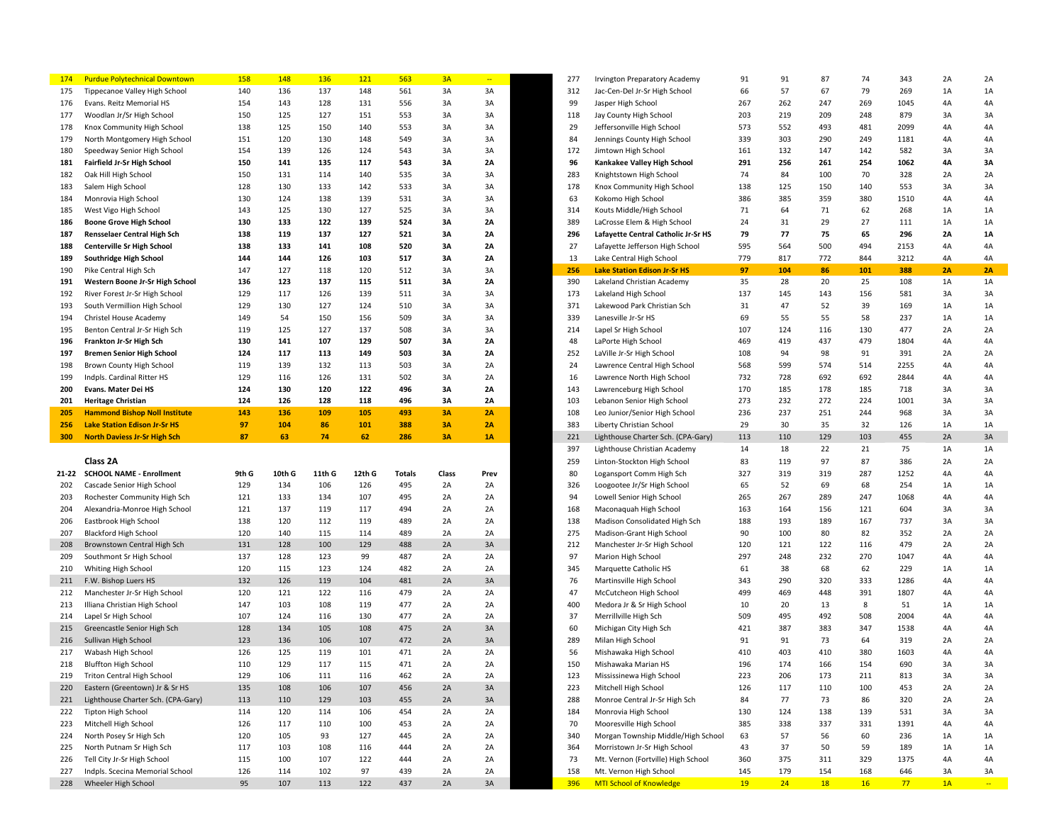| | | | | | | | |
|---|---|---|---|---|---|---|---|
| 174 | Purdue Polytechnical Downtown | 158 | 148 | 136 | 121 | 563 | 3A | -- |
| 175 | Tippecanoe Valley High School | 140 | 136 | 137 | 148 | 561 | 3A | 3A |
| 176 | Evans. Reitz Memorial HS | 154 | 143 | 128 | 131 | 556 | 3A | 3A |
| 177 | Woodlan Jr/Sr High School | 150 | 125 | 127 | 151 | 553 | 3A | 3A |
| 178 | Knox Community High School | 138 | 125 | 150 | 140 | 553 | 3A | 3A |
| 179 | North Montgomery High School | 151 | 120 | 130 | 148 | 549 | 3A | 3A |
| 180 | Speedway Senior High School | 154 | 139 | 126 | 124 | 543 | 3A | 3A |
| **181** | **Fairfield Jr-Sr High School** | **150** | **141** | **135** | **117** | **543** | **3A** | **2A** |
| 182 | Oak Hill High School | 150 | 131 | 114 | 140 | 535 | 3A | 3A |
| 183 | Salem High School | 128 | 130 | 133 | 142 | 533 | 3A | 3A |
| 184 | Monrovia High School | 130 | 124 | 138 | 139 | 531 | 3A | 3A |
| 185 | West Vigo High School | 143 | 125 | 130 | 127 | 525 | 3A | 3A |
| **186** | **Boone Grove High School** | **130** | **133** | **122** | **139** | **524** | **3A** | **2A** |
| **187** | **Rensselaer Central High Sch** | **138** | **119** | **137** | **127** | **521** | **3A** | **2A** |
| **188** | **Centerville Sr High School** | **138** | **133** | **141** | **108** | **520** | **3A** | **2A** |
| **189** | **Southridge High School** | **144** | **144** | **126** | **103** | **517** | **3A** | **2A** |
| 190 | Pike Central High Sch | 147 | 127 | 118 | 120 | 512 | 3A | 3A |
| **191** | **Western Boone Jr-Sr High School** | **136** | **123** | **137** | **115** | **511** | **3A** | **2A** |
| 192 | River Forest Jr-Sr High School | 129 | 117 | 126 | 139 | 511 | 3A | 3A |
| 193 | South Vermillion High School | 129 | 130 | 127 | 124 | 510 | 3A | 3A |
| 194 | Christel House Academy | 149 | 54 | 150 | 156 | 509 | 3A | 3A |
| 195 | Benton Central Jr-Sr High Sch | 119 | 125 | 127 | 137 | 508 | 3A | 3A |
| **196** | **Frankton Jr-Sr High Sch** | **130** | **141** | **107** | **129** | **507** | **3A** | **2A** |
| **197** | **Bremen Senior High School** | **124** | **117** | **113** | **149** | **503** | **3A** | **2A** |
| 198 | Brown County High School | 119 | 139 | 132 | 113 | 503 | 3A | 2A |
| 199 | Indpls. Cardinal Ritter HS | 129 | 116 | 126 | 131 | 502 | 3A | 2A |
| **200** | **Evans. Mater Dei HS** | **124** | **130** | **120** | **122** | **496** | **3A** | **2A** |
| **201** | **Heritage Christian** | **124** | **126** | **128** | **118** | **496** | **3A** | **2A** |
| **205** | **Hammond Bishop Noll Institute** | **143** | **136** | **109** | **105** | **493** | **3A** | **2A** |
| **256** | **Lake Station Edison Jr-Sr HS** | **97** | **104** | **86** | **101** | **388** | **3A** | **2A** |
| **300** | **North Daviess Jr-Sr High Sch** | **87** | **63** | **74** | **62** | **286** | **3A** | **1A** |

## Class 2A

| 21-22 | SCHOOL NAME - Enrollment | 9th G | 10th G | 11th G | 12th G | Totals | Class | Prev |
|---|---|---|---|---|---|---|---|---|
| 202 | Cascade Senior High School | 129 | 134 | 106 | 126 | 495 | 2A | 2A |
| 203 | Rochester Community High Sch | 121 | 133 | 134 | 107 | 495 | 2A | 2A |
| 204 | Alexandria-Monroe High School | 121 | 137 | 119 | 117 | 494 | 2A | 2A |
| 206 | Eastbrook High School | 138 | 120 | 112 | 119 | 489 | 2A | 2A |
| 207 | Blackford High School | 120 | 140 | 115 | 114 | 489 | 2A | 2A |
| 208 | Brownstown Central High Sch | 131 | 128 | 100 | 129 | 488 | 2A | 3A |
| 209 | Southmont Sr High School | 137 | 128 | 123 | 99 | 487 | 2A | 2A |
| 210 | Whiting High School | 120 | 115 | 123 | 124 | 482 | 2A | 2A |
| 211 | F.W. Bishop Luers HS | 132 | 126 | 119 | 104 | 481 | 2A | 3A |
| 212 | Manchester Jr-Sr High School | 120 | 121 | 122 | 116 | 479 | 2A | 2A |
| 213 | Illiana Christian High School | 147 | 103 | 108 | 119 | 477 | 2A | 2A |
| 214 | Lapel Sr High School | 107 | 124 | 116 | 130 | 477 | 2A | 2A |
| 215 | Greencastle Senior High Sch | 128 | 134 | 105 | 108 | 475 | 2A | 3A |
| 216 | Sullivan High School | 123 | 136 | 106 | 107 | 472 | 2A | 3A |
| 217 | Wabash High School | 126 | 125 | 119 | 101 | 471 | 2A | 2A |
| 218 | Bluffton High School | 110 | 129 | 117 | 115 | 471 | 2A | 2A |
| 219 | Triton Central High School | 129 | 106 | 111 | 116 | 462 | 2A | 2A |
| 220 | Eastern (Greentown) Jr & Sr HS | 135 | 108 | 106 | 107 | 456 | 2A | 3A |
| 221 | Lighthouse Charter Sch. (CPA-Gary) | 113 | 110 | 129 | 103 | 455 | 2A | 3A |
| 222 | Tipton High School | 114 | 120 | 114 | 106 | 454 | 2A | 2A |
| 223 | Mitchell High School | 126 | 117 | 110 | 100 | 453 | 2A | 2A |
| 224 | North Posey Sr High Sch | 120 | 105 | 93 | 127 | 445 | 2A | 2A |
| 225 | North Putnam Sr High Sch | 117 | 103 | 108 | 116 | 444 | 2A | 2A |
| 226 | Tell City Jr-Sr High School | 115 | 100 | 107 | 122 | 444 | 2A | 2A |
| 227 | Indpls. Scecina Memorial School | 126 | 114 | 102 | 97 | 439 | 2A | 2A |
| 228 | Wheeler High School | 95 | 107 | 113 | 122 | 437 | 2A | 3A |

| | | | | | | | | |
|---|---|---|---|---|---|---|---|---|
| 277 | Irvington Preparatory Academy | 91 | 91 | 87 | 74 | 343 | 2A | 2A |
| 312 | Jac-Cen-Del Jr-Sr High School | 66 | 57 | 67 | 79 | 269 | 1A | 1A |
| 99 | Jasper High School | 267 | 262 | 247 | 269 | 1045 | 4A | 4A |
| 118 | Jay County High School | 203 | 219 | 209 | 248 | 879 | 3A | 3A |
| 29 | Jeffersonville High School | 573 | 552 | 493 | 481 | 2099 | 4A | 4A |
| 84 | Jennings County High School | 339 | 303 | 290 | 249 | 1181 | 4A | 4A |
| 172 | Jimtown High School | 161 | 132 | 147 | 142 | 582 | 3A | 3A |
| **96** | **Kankakee Valley High School** | **291** | **256** | **261** | **254** | **1062** | **4A** | **3A** |
| 283 | Knightstown High School | 74 | 84 | 100 | 70 | 328 | 2A | 2A |
| 178 | Knox Community High School | 138 | 125 | 150 | 140 | 553 | 3A | 3A |
| 63 | Kokomo High School | 386 | 385 | 359 | 380 | 1510 | 4A | 4A |
| 314 | Kouts Middle/High School | 71 | 64 | 71 | 62 | 268 | 1A | 1A |
| 389 | LaCrosse Elem & High School | 24 | 31 | 29 | 27 | 111 | 1A | 1A |
| **296** | **Lafayette Central Catholic Jr-Sr HS** | **79** | **77** | **75** | **65** | **296** | **2A** | **1A** |
| 27 | Lafayette Jefferson High School | 595 | 564 | 500 | 494 | 2153 | 4A | 4A |
| 13 | Lake Central High School | 779 | 817 | 772 | 844 | 3212 | 4A | 4A |
| **256** | **Lake Station Edison Jr-Sr HS** | **97** | **104** | **86** | **101** | **388** | **2A** | **2A** |
| 390 | Lakeland Christian Academy | 35 | 28 | 20 | 25 | 108 | 1A | 1A |
| 173 | Lakeland High School | 137 | 145 | 143 | 156 | 581 | 3A | 3A |
| 371 | Lakewood Park Christian Sch | 31 | 47 | 52 | 39 | 169 | 1A | 1A |
| 339 | Lanesville Jr-Sr HS | 69 | 55 | 55 | 58 | 237 | 1A | 1A |
| 214 | Lapel Sr High School | 107 | 124 | 116 | 130 | 477 | 2A | 2A |
| 48 | LaPorte High School | 469 | 419 | 437 | 479 | 1804 | 4A | 4A |
| 252 | LaVille Jr-Sr High School | 108 | 94 | 98 | 91 | 391 | 2A | 2A |
| 24 | Lawrence Central High School | 568 | 599 | 574 | 514 | 2255 | 4A | 4A |
| 16 | Lawrence North High School | 732 | 728 | 692 | 692 | 2844 | 4A | 4A |
| 143 | Lawrenceburg High School | 170 | 185 | 178 | 185 | 718 | 3A | 3A |
| 103 | Lebanon Senior High School | 273 | 232 | 272 | 224 | 1001 | 3A | 3A |
| 108 | Leo Junior/Senior High School | 236 | 237 | 251 | 244 | 968 | 3A | 3A |
| 383 | Liberty Christian School | 29 | 30 | 35 | 32 | 126 | 1A | 1A |
| 221 | Lighthouse Charter Sch. (CPA-Gary) | 113 | 110 | 129 | 103 | 455 | 2A | 3A |
| 397 | Lighthouse Christian Academy | 14 | 18 | 22 | 21 | 75 | 1A | 1A |
| 259 | Linton-Stockton High School | 83 | 119 | 97 | 87 | 386 | 2A | 2A |
| 80 | Logansport Comm High Sch | 327 | 319 | 319 | 287 | 1252 | 4A | 4A |
| 326 | Loogootee Jr/Sr High School | 65 | 52 | 69 | 68 | 254 | 1A | 1A |
| 94 | Lowell Senior High School | 265 | 267 | 289 | 247 | 1068 | 4A | 4A |
| 168 | Maconaquah High School | 163 | 164 | 156 | 121 | 604 | 3A | 3A |
| 138 | Madison Consolidated High Sch | 188 | 193 | 189 | 167 | 737 | 3A | 3A |
| 275 | Madison-Grant High School | 90 | 100 | 80 | 82 | 352 | 2A | 2A |
| 212 | Manchester Jr-Sr High School | 120 | 121 | 122 | 116 | 479 | 2A | 2A |
| 97 | Marion High School | 297 | 248 | 232 | 270 | 1047 | 4A | 4A |
| 345 | Marquette Catholic HS | 61 | 38 | 68 | 62 | 229 | 1A | 1A |
| 76 | Martinsville High School | 343 | 290 | 320 | 333 | 1286 | 4A | 4A |
| 47 | McCutcheon High School | 499 | 469 | 448 | 391 | 1807 | 4A | 4A |
| 400 | Medora Jr & Sr High School | 10 | 20 | 13 | 8 | 51 | 1A | 1A |
| 37 | Merrillville High Sch | 509 | 495 | 492 | 508 | 2004 | 4A | 4A |
| 60 | Michigan City High Sch | 421 | 387 | 383 | 347 | 1538 | 4A | 4A |
| 289 | Milan High School | 91 | 91 | 73 | 64 | 319 | 2A | 2A |
| 56 | Mishawaka High School | 410 | 403 | 410 | 380 | 1603 | 4A | 4A |
| 150 | Mishawaka Marian HS | 196 | 174 | 166 | 154 | 690 | 3A | 3A |
| 123 | Mississinewa High School | 223 | 206 | 173 | 211 | 813 | 3A | 3A |
| 223 | Mitchell High School | 126 | 117 | 110 | 100 | 453 | 2A | 2A |
| 288 | Monroe Central Jr-Sr High Sch | 84 | 77 | 73 | 86 | 320 | 2A | 2A |
| 184 | Monrovia High School | 130 | 124 | 138 | 139 | 531 | 3A | 3A |
| 70 | Mooresville High School | 385 | 338 | 337 | 331 | 1391 | 4A | 4A |
| 340 | Morgan Township Middle/High School | 63 | 57 | 56 | 60 | 236 | 1A | 1A |
| 364 | Morristown Jr-Sr High School | 43 | 37 | 50 | 59 | 189 | 1A | 1A |
| 73 | Mt. Vernon (Fortville) High School | 360 | 375 | 311 | 329 | 1375 | 4A | 4A |
| 158 | Mt. Vernon High School | 145 | 179 | 154 | 168 | 646 | 3A | 3A |
| 396 | MTI School of Knowledge | 19 | 24 | 18 | 16 | 77 | 1A | -- |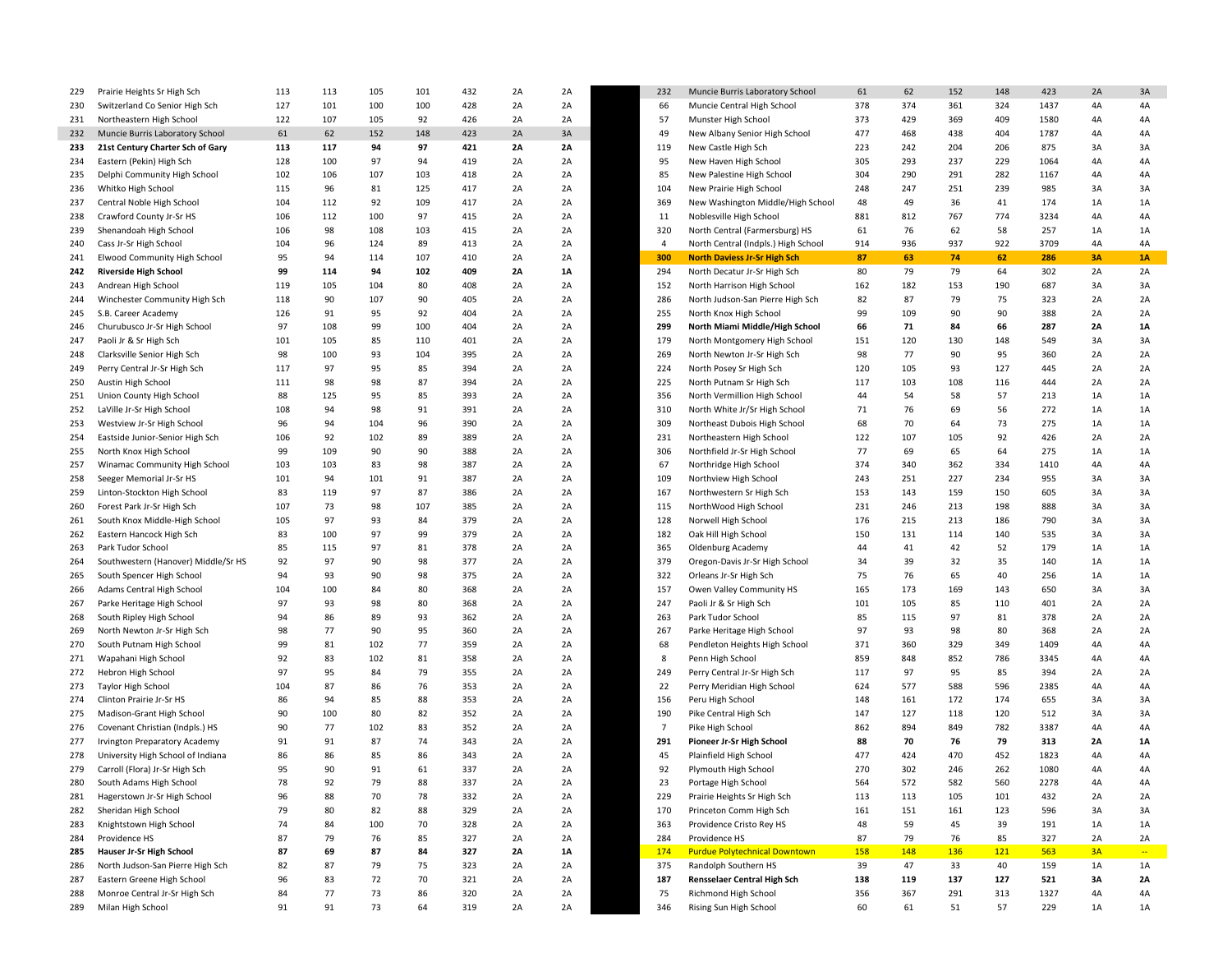| | | | | | | | |
|---|---|---|---|---|---|---|---|
| 229 | Prairie Heights Sr High Sch | 113 | 113 | 105 | 101 | 432 | 2A | 2A |
| 230 | Switzerland Co Senior High Sch | 127 | 101 | 100 | 100 | 428 | 2A | 2A |
| 231 | Northeastern High School | 122 | 107 | 105 | 92 | 426 | 2A | 2A |
| 232 | Muncie Burris Laboratory School | 61 | 62 | 152 | 148 | 423 | 2A | 3A |
| **233** | **21st Century Charter Sch of Gary** | **113** | **117** | **94** | **97** | **421** | **2A** | **2A** |
| 234 | Eastern (Pekin) High Sch | 128 | 100 | 97 | 94 | 419 | 2A | 2A |
| 235 | Delphi Community High School | 102 | 106 | 107 | 103 | 418 | 2A | 2A |
| 236 | Whitko High School | 115 | 96 | 81 | 125 | 417 | 2A | 2A |
| 237 | Central Noble High School | 104 | 112 | 92 | 109 | 417 | 2A | 2A |
| 238 | Crawford County Jr-Sr HS | 106 | 112 | 100 | 97 | 415 | 2A | 2A |
| 239 | Shenandoah High School | 106 | 98 | 108 | 103 | 415 | 2A | 2A |
| 240 | Cass Jr-Sr High School | 104 | 96 | 124 | 89 | 413 | 2A | 2A |
| 241 | Elwood Community High School | 95 | 94 | 114 | 107 | 410 | 2A | 2A |
| **242** | **Riverside High School** | **99** | **114** | **94** | **102** | **409** | **2A** | **1A** |
| 243 | Andrean High School | 119 | 105 | 104 | 80 | 408 | 2A | 2A |
| 244 | Winchester Community High Sch | 118 | 90 | 107 | 90 | 405 | 2A | 2A |
| 245 | S.B. Career Academy | 126 | 91 | 95 | 92 | 404 | 2A | 2A |
| 246 | Churubusco Jr-Sr High School | 97 | 108 | 99 | 100 | 404 | 2A | 2A |
| 247 | Paoli Jr & Sr High Sch | 101 | 105 | 85 | 110 | 401 | 2A | 2A |
| 248 | Clarksville Senior High Sch | 98 | 100 | 93 | 104 | 395 | 2A | 2A |
| 249 | Perry Central Jr-Sr High Sch | 117 | 97 | 95 | 85 | 394 | 2A | 2A |
| 250 | Austin High School | 111 | 98 | 98 | 87 | 394 | 2A | 2A |
| 251 | Union County High School | 88 | 125 | 95 | 85 | 393 | 2A | 2A |
| 252 | LaVille Jr-Sr High School | 108 | 94 | 98 | 91 | 391 | 2A | 2A |
| 253 | Westview Jr-Sr High School | 96 | 94 | 104 | 96 | 390 | 2A | 2A |
| 254 | Eastside Junior-Senior High Sch | 106 | 92 | 102 | 89 | 389 | 2A | 2A |
| 255 | North Knox High School | 99 | 109 | 90 | 90 | 388 | 2A | 2A |
| 257 | Winamac Community High School | 103 | 103 | 83 | 98 | 387 | 2A | 2A |
| 258 | Seeger Memorial Jr-Sr HS | 101 | 94 | 101 | 91 | 387 | 2A | 2A |
| 259 | Linton-Stockton High School | 83 | 119 | 97 | 87 | 386 | 2A | 2A |
| 260 | Forest Park Jr-Sr High Sch | 107 | 73 | 98 | 107 | 385 | 2A | 2A |
| 261 | South Knox Middle-High School | 105 | 97 | 93 | 84 | 379 | 2A | 2A |
| 262 | Eastern Hancock High Sch | 83 | 100 | 97 | 99 | 379 | 2A | 2A |
| 263 | Park Tudor School | 85 | 115 | 97 | 81 | 378 | 2A | 2A |
| 264 | Southwestern (Hanover) Middle/Sr HS | 92 | 97 | 90 | 98 | 377 | 2A | 2A |
| 265 | South Spencer High School | 94 | 93 | 90 | 98 | 375 | 2A | 2A |
| 266 | Adams Central High School | 104 | 100 | 84 | 80 | 368 | 2A | 2A |
| 267 | Parke Heritage High School | 97 | 93 | 98 | 80 | 368 | 2A | 2A |
| 268 | South Ripley High School | 94 | 86 | 89 | 93 | 362 | 2A | 2A |
| 269 | North Newton Jr-Sr High Sch | 98 | 77 | 90 | 95 | 360 | 2A | 2A |
| 270 | South Putnam High School | 99 | 81 | 102 | 77 | 359 | 2A | 2A |
| 271 | Wapahani High School | 92 | 83 | 102 | 81 | 358 | 2A | 2A |
| 272 | Hebron High School | 97 | 95 | 84 | 79 | 355 | 2A | 2A |
| 273 | Taylor High School | 104 | 87 | 86 | 76 | 353 | 2A | 2A |
| 274 | Clinton Prairie Jr-Sr HS | 86 | 94 | 85 | 88 | 353 | 2A | 2A |
| 275 | Madison-Grant High School | 90 | 100 | 80 | 82 | 352 | 2A | 2A |
| 276 | Covenant Christian (Indpls.) HS | 90 | 77 | 102 | 83 | 352 | 2A | 2A |
| 277 | Irvington Preparatory Academy | 91 | 91 | 87 | 74 | 343 | 2A | 2A |
| 278 | University High School of Indiana | 86 | 86 | 85 | 86 | 343 | 2A | 2A |
| 279 | Carroll (Flora) Jr-Sr High Sch | 95 | 90 | 91 | 61 | 337 | 2A | 2A |
| 280 | South Adams High School | 78 | 92 | 79 | 88 | 337 | 2A | 2A |
| 281 | Hagerstown Jr-Sr High School | 96 | 88 | 70 | 78 | 332 | 2A | 2A |
| 282 | Sheridan High School | 79 | 80 | 82 | 88 | 329 | 2A | 2A |
| 283 | Knightstown High School | 74 | 84 | 100 | 70 | 328 | 2A | 2A |
| 284 | Providence HS | 87 | 79 | 76 | 85 | 327 | 2A | 2A |
| **285** | **Hauser Jr-Sr High School** | **87** | **69** | **87** | **84** | **327** | **2A** | **1A** |
| 286 | North Judson-San Pierre High Sch | 82 | 87 | 79 | 75 | 323 | 2A | 2A |
| 287 | Eastern Greene High School | 96 | 83 | 72 | 70 | 321 | 2A | 2A |
| 288 | Monroe Central Jr-Sr High Sch | 84 | 77 | 73 | 86 | 320 | 2A | 2A |
| 289 | Milan High School | 91 | 91 | 73 | 64 | 319 | 2A | 2A |

| | | | | | | | | |
|---|---|---|---|---|---|---|---|---|
| 232 | Muncie Burris Laboratory School | 61 | 62 | 152 | 148 | 423 | 2A | 3A |
| 66 | Muncie Central High School | 378 | 374 | 361 | 324 | 1437 | 4A | 4A |
| 57 | Munster High School | 373 | 429 | 369 | 409 | 1580 | 4A | 4A |
| 49 | New Albany Senior High School | 477 | 468 | 438 | 404 | 1787 | 4A | 4A |
| 119 | New Castle High Sch | 223 | 242 | 204 | 206 | 875 | 3A | 3A |
| 95 | New Haven High School | 305 | 293 | 237 | 229 | 1064 | 4A | 4A |
| 85 | New Palestine High School | 304 | 290 | 291 | 282 | 1167 | 4A | 4A |
| 104 | New Prairie High School | 248 | 247 | 251 | 239 | 985 | 3A | 3A |
| 369 | New Washington Middle/High School | 48 | 49 | 36 | 41 | 174 | 1A | 1A |
| 11 | Noblesville High School | 881 | 812 | 767 | 774 | 3234 | 4A | 4A |
| 320 | North Central (Farmersburg) HS | 61 | 76 | 62 | 58 | 257 | 1A | 1A |
| 4 | North Central (Indpls.) High School | 914 | 936 | 937 | 922 | 3709 | 4A | 4A |
| **300** | **North Daviess Jr-Sr High Sch** | **87** | **63** | **74** | **62** | **286** | **3A** | **1A** |
| 294 | North Decatur Jr-Sr High Sch | 80 | 79 | 79 | 64 | 302 | 2A | 2A |
| 152 | North Harrison High School | 162 | 182 | 153 | 190 | 687 | 3A | 3A |
| 286 | North Judson-San Pierre High Sch | 82 | 87 | 79 | 75 | 323 | 2A | 2A |
| 255 | North Knox High School | 99 | 109 | 90 | 90 | 388 | 2A | 2A |
| **299** | **North Miami Middle/High School** | **66** | **71** | **84** | **66** | **287** | **2A** | **1A** |
| 179 | North Montgomery High School | 151 | 120 | 130 | 148 | 549 | 3A | 3A |
| 269 | North Newton Jr-Sr High Sch | 98 | 77 | 90 | 95 | 360 | 2A | 2A |
| 224 | North Posey Sr High Sch | 120 | 105 | 93 | 127 | 445 | 2A | 2A |
| 225 | North Putnam Sr High Sch | 117 | 103 | 108 | 116 | 444 | 2A | 2A |
| 356 | North Vermillion High School | 44 | 54 | 58 | 57 | 213 | 1A | 1A |
| 310 | North White Jr/Sr High School | 71 | 76 | 69 | 56 | 272 | 1A | 1A |
| 309 | Northeast Dubois High School | 68 | 70 | 64 | 73 | 275 | 1A | 1A |
| 231 | Northeastern High School | 122 | 107 | 105 | 92 | 426 | 2A | 2A |
| 306 | Northfield Jr-Sr High School | 77 | 69 | 65 | 64 | 275 | 1A | 1A |
| 67 | Northridge High School | 374 | 340 | 362 | 334 | 1410 | 4A | 4A |
| 109 | Northview High School | 243 | 251 | 227 | 234 | 955 | 3A | 3A |
| 167 | Northwestern Sr High Sch | 153 | 143 | 159 | 150 | 605 | 3A | 3A |
| 115 | NorthWood High School | 231 | 246 | 213 | 198 | 888 | 3A | 3A |
| 128 | Norwell High School | 176 | 215 | 213 | 186 | 790 | 3A | 3A |
| 182 | Oak Hill High School | 150 | 131 | 114 | 140 | 535 | 3A | 3A |
| 365 | Oldenburg Academy | 44 | 41 | 42 | 52 | 179 | 1A | 1A |
| 379 | Oregon-Davis Jr-Sr High School | 34 | 39 | 32 | 35 | 140 | 1A | 1A |
| 322 | Orleans Jr-Sr High Sch | 75 | 76 | 65 | 40 | 256 | 1A | 1A |
| 157 | Owen Valley Community HS | 165 | 173 | 169 | 143 | 650 | 3A | 3A |
| 247 | Paoli Jr & Sr High Sch | 101 | 105 | 85 | 110 | 401 | 2A | 2A |
| 263 | Park Tudor School | 85 | 115 | 97 | 81 | 378 | 2A | 2A |
| 267 | Parke Heritage High School | 97 | 93 | 98 | 80 | 368 | 2A | 2A |
| 68 | Pendleton Heights High School | 371 | 360 | 329 | 349 | 1409 | 4A | 4A |
| 8 | Penn High School | 859 | 848 | 852 | 786 | 3345 | 4A | 4A |
| 249 | Perry Central Jr-Sr High Sch | 117 | 97 | 95 | 85 | 394 | 2A | 2A |
| 22 | Perry Meridian High School | 624 | 577 | 588 | 596 | 2385 | 4A | 4A |
| 156 | Peru High School | 148 | 161 | 172 | 174 | 655 | 3A | 3A |
| 190 | Pike Central High Sch | 147 | 127 | 118 | 120 | 512 | 3A | 3A |
| 7 | Pike High School | 862 | 894 | 849 | 782 | 3387 | 4A | 4A |
| **291** | **Pioneer Jr-Sr High School** | **88** | **70** | **76** | **79** | **313** | **2A** | **1A** |
| 45 | Plainfield High School | 477 | 424 | 470 | 452 | 1823 | 4A | 4A |
| 92 | Plymouth High School | 270 | 302 | 246 | 262 | 1080 | 4A | 4A |
| 23 | Portage High School | 564 | 572 | 582 | 560 | 2278 | 4A | 4A |
| 229 | Prairie Heights Sr High Sch | 113 | 113 | 105 | 101 | 432 | 2A | 2A |
| 170 | Princeton Comm High Sch | 161 | 151 | 161 | 123 | 596 | 3A | 3A |
| 363 | Providence Cristo Rey HS | 48 | 59 | 45 | 39 | 191 | 1A | 1A |
| 284 | Providence HS | 87 | 79 | 76 | 85 | 327 | 2A | 2A |
| 174 | Purdue Polytechnical Downtown | 158 | 148 | 136 | 121 | 563 | 3A | -- |
| 375 | Randolph Southern HS | 39 | 47 | 33 | 40 | 159 | 1A | 1A |
| **187** | **Rensselaer Central High Sch** | **138** | **119** | **137** | **127** | **521** | **3A** | **2A** |
| 75 | Richmond High School | 356 | 367 | 291 | 313 | 1327 | 4A | 4A |
| 346 | Rising Sun High School | 60 | 61 | 51 | 57 | 229 | 1A | 1A |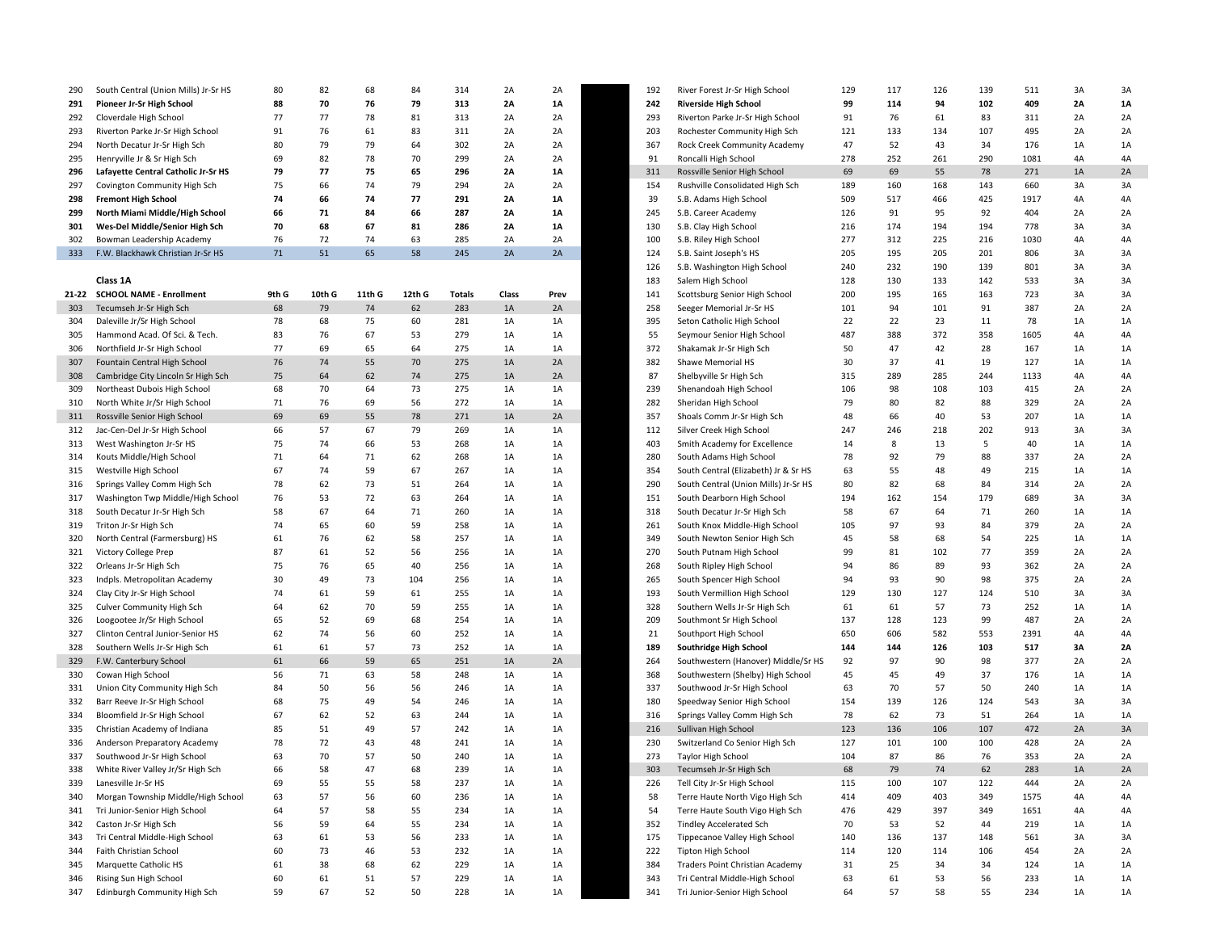| | | | | | | | | |
|---|---|---|---|---|---|---|---|---|
| 290 | South Central (Union Mills) Jr-Sr HS | 80 | 82 | 68 | 84 | 314 | 2A | 2A |
| **291** | **Pioneer Jr-Sr High School** | **88** | **70** | **76** | **79** | **313** | **2A** | **1A** |
| 292 | Cloverdale High School | 77 | 77 | 78 | 81 | 313 | 2A | 2A |
| 293 | Riverton Parke Jr-Sr High School | 91 | 76 | 61 | 83 | 311 | 2A | 2A |
| 294 | North Decatur Jr-Sr High Sch | 80 | 79 | 79 | 64 | 302 | 2A | 2A |
| 295 | Henryville Jr & Sr High Sch | 69 | 82 | 78 | 70 | 299 | 2A | 2A |
| **296** | **Lafayette Central Catholic Jr-Sr HS** | **79** | **77** | **75** | **65** | **296** | **2A** | **1A** |
| 297 | Covington Community High Sch | 75 | 66 | 74 | 79 | 294 | 2A | 2A |
| **298** | **Fremont High School** | **74** | **66** | **74** | **77** | **291** | **2A** | **1A** |
| **299** | **North Miami Middle/High School** | **66** | **71** | **84** | **66** | **287** | **2A** | **1A** |
| **301** | **Wes-Del Middle/Senior High Sch** | **70** | **68** | **67** | **81** | **286** | **2A** | **1A** |
| 302 | Bowman Leadership Academy | 76 | 72 | 74 | 63 | 285 | 2A | 2A |
| 333 | F.W. Blackhawk Christian Jr-Sr HS | 71 | 51 | 65 | 58 | 245 | 2A | 2A |

## Class 1A

| 21-22 | SCHOOL NAME - Enrollment | 9th G | 10th G | 11th G | 12th G | Totals | Class | Prev |
|---|---|---|---|---|---|---|---|---|
| 303 | Tecumseh Jr-Sr High Sch | 68 | 79 | 74 | 62 | 283 | 1A | 2A |
| 304 | Daleville Jr/Sr High School | 78 | 68 | 75 | 60 | 281 | 1A | 1A |
| 305 | Hammond Acad. Of Sci. & Tech. | 83 | 76 | 67 | 53 | 279 | 1A | 1A |
| 306 | Northfield Jr-Sr High School | 77 | 69 | 65 | 64 | 275 | 1A | 1A |
| 307 | Fountain Central High School | 76 | 74 | 55 | 70 | 275 | 1A | 2A |
| 308 | Cambridge City Lincoln Sr High Sch | 75 | 64 | 62 | 74 | 275 | 1A | 2A |
| 309 | Northeast Dubois High School | 68 | 70 | 64 | 73 | 275 | 1A | 1A |
| 310 | North White Jr/Sr High School | 71 | 76 | 69 | 56 | 272 | 1A | 1A |
| 311 | Rossville Senior High School | 69 | 69 | 55 | 78 | 271 | 1A | 2A |
| 312 | Jac-Cen-Del Jr-Sr High School | 66 | 57 | 67 | 79 | 269 | 1A | 1A |
| 313 | West Washington Jr-Sr HS | 75 | 74 | 66 | 53 | 268 | 1A | 1A |
| 314 | Kouts Middle/High School | 71 | 64 | 71 | 62 | 268 | 1A | 1A |
| 315 | Westville High School | 67 | 74 | 59 | 67 | 267 | 1A | 1A |
| 316 | Springs Valley Comm High Sch | 78 | 62 | 73 | 51 | 264 | 1A | 1A |
| 317 | Washington Twp Middle/High School | 76 | 53 | 72 | 63 | 264 | 1A | 1A |
| 318 | South Decatur Jr-Sr High Sch | 58 | 67 | 64 | 71 | 260 | 1A | 1A |
| 319 | Triton Jr-Sr High Sch | 74 | 65 | 60 | 59 | 258 | 1A | 1A |
| 320 | North Central (Farmersburg) HS | 61 | 76 | 62 | 58 | 257 | 1A | 1A |
| 321 | Victory College Prep | 87 | 61 | 52 | 56 | 256 | 1A | 1A |
| 322 | Orleans Jr-Sr High Sch | 75 | 76 | 65 | 40 | 256 | 1A | 1A |
| 323 | Indpls. Metropolitan Academy | 30 | 49 | 73 | 104 | 256 | 1A | 1A |
| 324 | Clay City Jr-Sr High School | 74 | 61 | 59 | 61 | 255 | 1A | 1A |
| 325 | Culver Community High Sch | 64 | 62 | 70 | 59 | 255 | 1A | 1A |
| 326 | Loogootee Jr/Sr High School | 65 | 52 | 69 | 68 | 254 | 1A | 1A |
| 327 | Clinton Central Junior-Senior HS | 62 | 74 | 56 | 60 | 252 | 1A | 1A |
| 328 | Southern Wells Jr-Sr High Sch | 61 | 61 | 57 | 73 | 252 | 1A | 1A |
| 329 | F.W. Canterbury School | 61 | 66 | 59 | 65 | 251 | 1A | 2A |
| 330 | Cowan High School | 56 | 71 | 63 | 58 | 248 | 1A | 1A |
| 331 | Union City Community High Sch | 84 | 50 | 56 | 56 | 246 | 1A | 1A |
| 332 | Barr Reeve Jr-Sr High School | 68 | 75 | 49 | 54 | 246 | 1A | 1A |
| 334 | Bloomfield Jr-Sr High School | 67 | 62 | 52 | 63 | 244 | 1A | 1A |
| 335 | Christian Academy of Indiana | 85 | 51 | 49 | 57 | 242 | 1A | 1A |
| 336 | Anderson Preparatory Academy | 78 | 72 | 43 | 48 | 241 | 1A | 1A |
| 337 | Southwood Jr-Sr High School | 63 | 70 | 57 | 50 | 240 | 1A | 1A |
| 338 | White River Valley Jr/Sr High Sch | 66 | 58 | 47 | 68 | 239 | 1A | 1A |
| 339 | Lanesville Jr-Sr HS | 69 | 55 | 55 | 58 | 237 | 1A | 1A |
| 340 | Morgan Township Middle/High School | 63 | 57 | 56 | 60 | 236 | 1A | 1A |
| 341 | Tri Junior-Senior High School | 64 | 57 | 58 | 55 | 234 | 1A | 1A |
| 342 | Caston Jr-Sr High Sch | 56 | 59 | 64 | 55 | 234 | 1A | 1A |
| 343 | Tri Central Middle-High School | 63 | 61 | 53 | 56 | 233 | 1A | 1A |
| 344 | Faith Christian School | 60 | 73 | 46 | 53 | 232 | 1A | 1A |
| 345 | Marquette Catholic HS | 61 | 38 | 68 | 62 | 229 | 1A | 1A |
| 346 | Rising Sun High School | 60 | 61 | 51 | 57 | 229 | 1A | 1A |
| 347 | Edinburgh Community High Sch | 59 | 67 | 52 | 50 | 228 | 1A | 1A |

| | | | | | | | | |
|---|---|---|---|---|---|---|---|---|
| 192 | River Forest Jr-Sr High School | 129 | 117 | 126 | 139 | 511 | 3A | 3A |
| **242** | **Riverside High School** | **99** | **114** | **94** | **102** | **409** | **2A** | **1A** |
| 293 | Riverton Parke Jr-Sr High School | 91 | 76 | 61 | 83 | 311 | 2A | 2A |
| 203 | Rochester Community High Sch | 121 | 133 | 134 | 107 | 495 | 2A | 2A |
| 367 | Rock Creek Community Academy | 47 | 52 | 43 | 34 | 176 | 1A | 1A |
| 91 | Roncalli High School | 278 | 252 | 261 | 290 | 1081 | 4A | 4A |
| 311 | Rossville Senior High School | 69 | 69 | 55 | 78 | 271 | 1A | 2A |
| 154 | Rushville Consolidated High Sch | 189 | 160 | 168 | 143 | 660 | 3A | 3A |
| 39 | S.B. Adams High School | 509 | 517 | 466 | 425 | 1917 | 4A | 4A |
| 245 | S.B. Career Academy | 126 | 91 | 95 | 92 | 404 | 2A | 2A |
| 130 | S.B. Clay High School | 216 | 174 | 194 | 194 | 778 | 3A | 3A |
| 100 | S.B. Riley High School | 277 | 312 | 225 | 216 | 1030 | 4A | 4A |
| 124 | S.B. Saint Joseph's HS | 205 | 195 | 205 | 201 | 806 | 3A | 3A |
| 126 | S.B. Washington High School | 240 | 232 | 190 | 139 | 801 | 3A | 3A |
| 183 | Salem High School | 128 | 130 | 133 | 142 | 533 | 3A | 3A |
| 141 | Scottsburg Senior High School | 200 | 195 | 165 | 163 | 723 | 3A | 3A |
| 258 | Seeger Memorial Jr-Sr HS | 101 | 94 | 101 | 91 | 387 | 2A | 2A |
| 395 | Seton Catholic High School | 22 | 22 | 23 | 11 | 78 | 1A | 1A |
| 55 | Seymour Senior High School | 487 | 388 | 372 | 358 | 1605 | 4A | 4A |
| 372 | Shakamak Jr-Sr High Sch | 50 | 47 | 42 | 28 | 167 | 1A | 1A |
| 382 | Shawe Memorial HS | 30 | 37 | 41 | 19 | 127 | 1A | 1A |
| 87 | Shelbyville Sr High Sch | 315 | 289 | 285 | 244 | 1133 | 4A | 4A |
| 239 | Shenandoah High School | 106 | 98 | 108 | 103 | 415 | 2A | 2A |
| 282 | Sheridan High School | 79 | 80 | 82 | 88 | 329 | 2A | 2A |
| 357 | Shoals Comm Jr-Sr High Sch | 48 | 66 | 40 | 53 | 207 | 1A | 1A |
| 112 | Silver Creek High School | 247 | 246 | 218 | 202 | 913 | 3A | 3A |
| 403 | Smith Academy for Excellence | 14 | 8 | 13 | 5 | 40 | 1A | 1A |
| 280 | South Adams High School | 78 | 92 | 79 | 88 | 337 | 2A | 2A |
| 354 | South Central (Elizabeth) Jr & Sr HS | 63 | 55 | 48 | 49 | 215 | 1A | 1A |
| 290 | South Central (Union Mills) Jr-Sr HS | 80 | 82 | 68 | 84 | 314 | 2A | 2A |
| 151 | South Dearborn High School | 194 | 162 | 154 | 179 | 689 | 3A | 3A |
| 318 | South Decatur Jr-Sr High Sch | 58 | 67 | 64 | 71 | 260 | 1A | 1A |
| 261 | South Knox Middle-High School | 105 | 97 | 93 | 84 | 379 | 2A | 2A |
| 349 | South Newton Senior High Sch | 45 | 58 | 68 | 54 | 225 | 1A | 1A |
| 270 | South Putnam High School | 99 | 81 | 102 | 77 | 359 | 2A | 2A |
| 268 | South Ripley High School | 94 | 86 | 89 | 93 | 362 | 2A | 2A |
| 265 | South Spencer High School | 94 | 93 | 90 | 98 | 375 | 2A | 2A |
| 193 | South Vermillion High School | 129 | 130 | 127 | 124 | 510 | 3A | 3A |
| 328 | Southern Wells Jr-Sr High Sch | 61 | 61 | 57 | 73 | 252 | 1A | 1A |
| 209 | Southmont Sr High School | 137 | 128 | 123 | 99 | 487 | 2A | 2A |
| 21 | Southport High School | 650 | 606 | 582 | 553 | 2391 | 4A | 4A |
| **189** | **Southridge High School** | **144** | **144** | **126** | **103** | **517** | **3A** | **2A** |
| 264 | Southwestern (Hanover) Middle/Sr HS | 92 | 97 | 90 | 98 | 377 | 2A | 2A |
| 368 | Southwestern (Shelby) High School | 45 | 45 | 49 | 37 | 176 | 1A | 1A |
| 337 | Southwood Jr-Sr High School | 63 | 70 | 57 | 50 | 240 | 1A | 1A |
| 180 | Speedway Senior High School | 154 | 139 | 126 | 124 | 543 | 3A | 3A |
| 316 | Springs Valley Comm High Sch | 78 | 62 | 73 | 51 | 264 | 1A | 1A |
| 216 | Sullivan High School | 123 | 136 | 106 | 107 | 472 | 2A | 3A |
| 230 | Switzerland Co Senior High Sch | 127 | 101 | 100 | 100 | 428 | 2A | 2A |
| 273 | Taylor High School | 104 | 87 | 86 | 76 | 353 | 2A | 2A |
| 303 | Tecumseh Jr-Sr High Sch | 68 | 79 | 74 | 62 | 283 | 1A | 2A |
| 226 | Tell City Jr-Sr High School | 115 | 100 | 107 | 122 | 444 | 2A | 2A |
| 58 | Terre Haute North Vigo High Sch | 414 | 409 | 403 | 349 | 1575 | 4A | 4A |
| 54 | Terre Haute South Vigo High Sch | 476 | 429 | 397 | 349 | 1651 | 4A | 4A |
| 352 | Tindley Accelerated Sch | 70 | 53 | 52 | 44 | 219 | 1A | 1A |
| 175 | Tippecanoe Valley High School | 140 | 136 | 137 | 148 | 561 | 3A | 3A |
| 222 | Tipton High School | 114 | 120 | 114 | 106 | 454 | 2A | 2A |
| 384 | Traders Point Christian Academy | 31 | 25 | 34 | 34 | 124 | 1A | 1A |
| 343 | Tri Central Middle-High School | 63 | 61 | 53 | 56 | 233 | 1A | 1A |
| 341 | Tri Junior-Senior High School | 64 | 57 | 58 | 55 | 234 | 1A | 1A |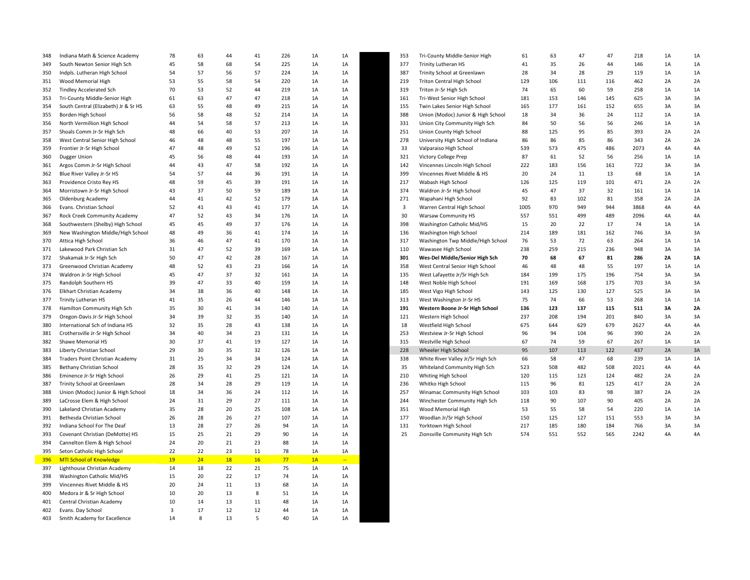| | | | | | | | | |
|---|---|---|---|---|---|---|---|---|
| 348 | Indiana Math & Science Academy | 78 | 63 | 44 | 41 | 226 | 1A | 1A |
| 349 | South Newton Senior High Sch | 45 | 58 | 68 | 54 | 225 | 1A | 1A |
| 350 | Indpls. Lutheran High School | 54 | 57 | 56 | 57 | 224 | 1A | 1A |
| 351 | Wood Memorial High | 53 | 55 | 58 | 54 | 220 | 1A | 1A |
| 352 | Tindley Accelerated Sch | 70 | 53 | 52 | 44 | 219 | 1A | 1A |
| 353 | Tri-County Middle-Senior High | 61 | 63 | 47 | 47 | 218 | 1A | 1A |
| 354 | South Central (Elizabeth) Jr & Sr HS | 63 | 55 | 48 | 49 | 215 | 1A | 1A |
| 355 | Borden High School | 56 | 58 | 48 | 52 | 214 | 1A | 1A |
| 356 | North Vermillion High School | 44 | 54 | 58 | 57 | 213 | 1A | 1A |
| 357 | Shoals Comm Jr-Sr High Sch | 48 | 66 | 40 | 53 | 207 | 1A | 1A |
| 358 | West Central Senior High School | 46 | 48 | 48 | 55 | 197 | 1A | 1A |
| 359 | Frontier Jr-Sr High School | 47 | 48 | 49 | 52 | 196 | 1A | 1A |
| 360 | Dugger Union | 45 | 56 | 48 | 44 | 193 | 1A | 1A |
| 361 | Argos Comm Jr-Sr High School | 44 | 43 | 47 | 58 | 192 | 1A | 1A |
| 362 | Blue River Valley Jr-Sr HS | 54 | 57 | 44 | 36 | 191 | 1A | 1A |
| 363 | Providence Cristo Rey HS | 48 | 59 | 45 | 39 | 191 | 1A | 1A |
| 364 | Morristown Jr-Sr High School | 43 | 37 | 50 | 59 | 189 | 1A | 1A |
| 365 | Oldenburg Academy | 44 | 41 | 42 | 52 | 179 | 1A | 1A |
| 366 | Evans. Christian School | 52 | 41 | 43 | 41 | 177 | 1A | 1A |
| 367 | Rock Creek Community Academy | 47 | 52 | 43 | 34 | 176 | 1A | 1A |
| 368 | Southwestern (Shelby) High School | 45 | 45 | 49 | 37 | 176 | 1A | 1A |
| 369 | New Washington Middle/High School | 48 | 49 | 36 | 41 | 174 | 1A | 1A |
| 370 | Attica High School | 36 | 46 | 47 | 41 | 170 | 1A | 1A |
| 371 | Lakewood Park Christian Sch | 31 | 47 | 52 | 39 | 169 | 1A | 1A |
| 372 | Shakamak Jr-Sr High Sch | 50 | 47 | 42 | 28 | 167 | 1A | 1A |
| 373 | Greenwood Christian Academy | 48 | 52 | 43 | 23 | 166 | 1A | 1A |
| 374 | Waldron Jr-Sr High School | 45 | 47 | 37 | 32 | 161 | 1A | 1A |
| 375 | Randolph Southern HS | 39 | 47 | 33 | 40 | 159 | 1A | 1A |
| 376 | Elkhart Christian Academy | 34 | 38 | 36 | 40 | 148 | 1A | 1A |
| 377 | Trinity Lutheran HS | 41 | 35 | 26 | 44 | 146 | 1A | 1A |
| 378 | Hamilton Community High Sch | 35 | 30 | 41 | 34 | 140 | 1A | 1A |
| 379 | Oregon-Davis Jr-Sr High School | 34 | 39 | 32 | 35 | 140 | 1A | 1A |
| 380 | International Sch of Indiana HS | 32 | 35 | 28 | 43 | 138 | 1A | 1A |
| 381 | Crothersville Jr-Sr High School | 34 | 40 | 34 | 23 | 131 | 1A | 1A |
| 382 | Shawe Memorial HS | 30 | 37 | 41 | 19 | 127 | 1A | 1A |
| 383 | Liberty Christian School | 29 | 30 | 35 | 32 | 126 | 1A | 1A |
| 384 | Traders Point Christian Academy | 31 | 25 | 34 | 34 | 124 | 1A | 1A |
| 385 | Bethany Christian School | 28 | 35 | 32 | 29 | 124 | 1A | 1A |
| 386 | Eminence Jr-Sr High School | 26 | 29 | 41 | 25 | 121 | 1A | 1A |
| 387 | Trinity School at Greenlawn | 28 | 34 | 28 | 29 | 119 | 1A | 1A |
| 388 | Union (Modoc) Junior & High School | 18 | 34 | 36 | 24 | 112 | 1A | 1A |
| 389 | LaCrosse Elem & High School | 24 | 31 | 29 | 27 | 111 | 1A | 1A |
| 390 | Lakeland Christian Academy | 35 | 28 | 20 | 25 | 108 | 1A | 1A |
| 391 | Bethesda Christian School | 26 | 28 | 26 | 27 | 107 | 1A | 1A |
| 392 | Indiana School For The Deaf | 13 | 28 | 27 | 26 | 94 | 1A | 1A |
| 393 | Covenant Christian (DeMotte) HS | 15 | 25 | 21 | 29 | 90 | 1A | 1A |
| 394 | Cannelton Elem & High School | 24 | 20 | 21 | 23 | 88 | 1A | 1A |
| 395 | Seton Catholic High School | 22 | 22 | 23 | 11 | 78 | 1A | 1A |
| 396 | MTI School of Knowledge | 19 | 24 | 18 | 16 | 77 | 1A | -- |
| 397 | Lighthouse Christian Academy | 14 | 18 | 22 | 21 | 75 | 1A | 1A |
| 398 | Washington Catholic Mid/HS | 15 | 20 | 22 | 17 | 74 | 1A | 1A |
| 399 | Vincennes Rivet Middle & HS | 20 | 24 | 11 | 13 | 68 | 1A | 1A |
| 400 | Medora Jr & Sr High School | 10 | 20 | 13 | 8 | 51 | 1A | 1A |
| 401 | Central Christian Academy | 10 | 14 | 13 | 11 | 48 | 1A | 1A |
| 402 | Evans. Day School | 3 | 17 | 12 | 12 | 44 | 1A | 1A |
| 403 | Smith Academy for Excellence | 14 | 8 | 13 | 5 | 40 | 1A | 1A |

| | | | | | | | | |
|---|---|---|---|---|---|---|---|---|
| 353 | Tri-County Middle-Senior High | 61 | 63 | 47 | 47 | 218 | 1A | 1A |
| 377 | Trinity Lutheran HS | 41 | 35 | 26 | 44 | 146 | 1A | 1A |
| 387 | Trinity School at Greenlawn | 28 | 34 | 28 | 29 | 119 | 1A | 1A |
| 219 | Triton Central High School | 129 | 106 | 111 | 116 | 462 | 2A | 2A |
| 319 | Triton Jr-Sr High Sch | 74 | 65 | 60 | 59 | 258 | 1A | 1A |
| 161 | Tri-West Senior High School | 181 | 153 | 146 | 145 | 625 | 3A | 3A |
| 155 | Twin Lakes Senior High School | 165 | 177 | 161 | 152 | 655 | 3A | 3A |
| 388 | Union (Modoc) Junior & High School | 18 | 34 | 36 | 24 | 112 | 1A | 1A |
| 331 | Union City Community High Sch | 84 | 50 | 56 | 56 | 246 | 1A | 1A |
| 251 | Union County High School | 88 | 125 | 95 | 85 | 393 | 2A | 2A |
| 278 | University High School of Indiana | 86 | 86 | 85 | 86 | 343 | 2A | 2A |
| 33 | Valparaiso High School | 539 | 573 | 475 | 486 | 2073 | 4A | 4A |
| 321 | Victory College Prep | 87 | 61 | 52 | 56 | 256 | 1A | 1A |
| 142 | Vincennes Lincoln High School | 222 | 183 | 156 | 161 | 722 | 3A | 3A |
| 399 | Vincennes Rivet Middle & HS | 20 | 24 | 11 | 13 | 68 | 1A | 1A |
| 217 | Wabash High School | 126 | 125 | 119 | 101 | 471 | 2A | 2A |
| 374 | Waldron Jr-Sr High School | 45 | 47 | 37 | 32 | 161 | 1A | 1A |
| 271 | Wapahani High School | 92 | 83 | 102 | 81 | 358 | 2A | 2A |
| 3 | Warren Central High School | 1005 | 970 | 949 | 944 | 3868 | 4A | 4A |
| 30 | Warsaw Community HS | 557 | 551 | 499 | 489 | 2096 | 4A | 4A |
| 398 | Washington Catholic Mid/HS | 15 | 20 | 22 | 17 | 74 | 1A | 1A |
| 136 | Washington High School | 214 | 189 | 181 | 162 | 746 | 3A | 3A |
| 317 | Washington Twp Middle/High School | 76 | 53 | 72 | 63 | 264 | 1A | 1A |
| 110 | Wawasee High School | 238 | 259 | 215 | 236 | 948 | 3A | 3A |
| **301** | **Wes-Del Middle/Senior High Sch** | **70** | **68** | **67** | **81** | **286** | **2A** | **1A** |
| 358 | West Central Senior High School | 46 | 48 | 48 | 55 | 197 | 1A | 1A |
| 135 | West Lafayette Jr/Sr High Sch | 184 | 199 | 175 | 196 | 754 | 3A | 3A |
| 148 | West Noble High School | 191 | 169 | 168 | 175 | 703 | 3A | 3A |
| 185 | West Vigo High School | 143 | 125 | 130 | 127 | 525 | 3A | 3A |
| 313 | West Washington Jr-Sr HS | 75 | 74 | 66 | 53 | 268 | 1A | 1A |
| **191** | **Western Boone Jr-Sr High School** | **136** | **123** | **137** | **115** | **511** | **3A** | **2A** |
| 121 | Western High School | 237 | 208 | 194 | 201 | 840 | 3A | 3A |
| 18 | Westfield High School | 675 | 644 | 629 | 679 | 2627 | 4A | 4A |
| 253 | Westview Jr-Sr High School | 96 | 94 | 104 | 96 | 390 | 2A | 2A |
| 315 | Westville High School | 67 | 74 | 59 | 67 | 267 | 1A | 1A |
| 228 | Wheeler High School | 95 | 107 | 113 | 122 | 437 | 2A | 3A |
| 338 | White River Valley Jr/Sr High Sch | 66 | 58 | 47 | 68 | 239 | 1A | 1A |
| 35 | Whiteland Community High Sch | 523 | 508 | 482 | 508 | 2021 | 4A | 4A |
| 210 | Whiting High School | 120 | 115 | 123 | 124 | 482 | 2A | 2A |
| 236 | Whitko High School | 115 | 96 | 81 | 125 | 417 | 2A | 2A |
| 257 | Winamac Community High School | 103 | 103 | 83 | 98 | 387 | 2A | 2A |
| 244 | Winchester Community High Sch | 118 | 90 | 107 | 90 | 405 | 2A | 2A |
| 351 | Wood Memorial High | 53 | 55 | 58 | 54 | 220 | 1A | 1A |
| 177 | Woodlan Jr/Sr High School | 150 | 125 | 127 | 151 | 553 | 3A | 3A |
| 131 | Yorktown High School | 217 | 185 | 180 | 184 | 766 | 3A | 3A |
| 25 | Zionsville Community High Sch | 574 | 551 | 552 | 565 | 2242 | 4A | 4A |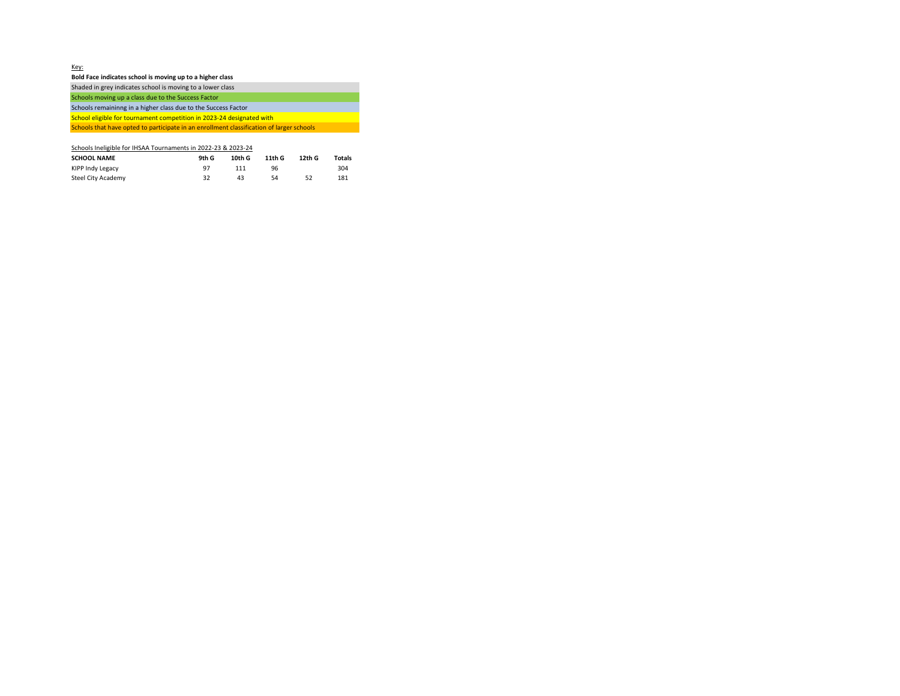Key:

**Bold Face indicates school is moving up to a higher class**

Shaded in grey indicates school is moving to a lower class

Schools moving up a class due to the Success Factor

Schools remaininng in a higher class due to the Success Factor

School eligible for tournament competition in 2023-24 designated with

Schools that have opted to participate in an enrollment classification of larger schools

Schools Ineligible for IHSAA Tournaments in 2022-23 & 2023-24

| SCHOOL NAME | 9th G | 10th G | 11th G | 12th G | Totals |
|---|---|---|---|---|---|
| KIPP Indy Legacy | 97 | 111 | 96 | | 304 |
| Steel City Academy | 32 | 43 | 54 | 52 | 181 |